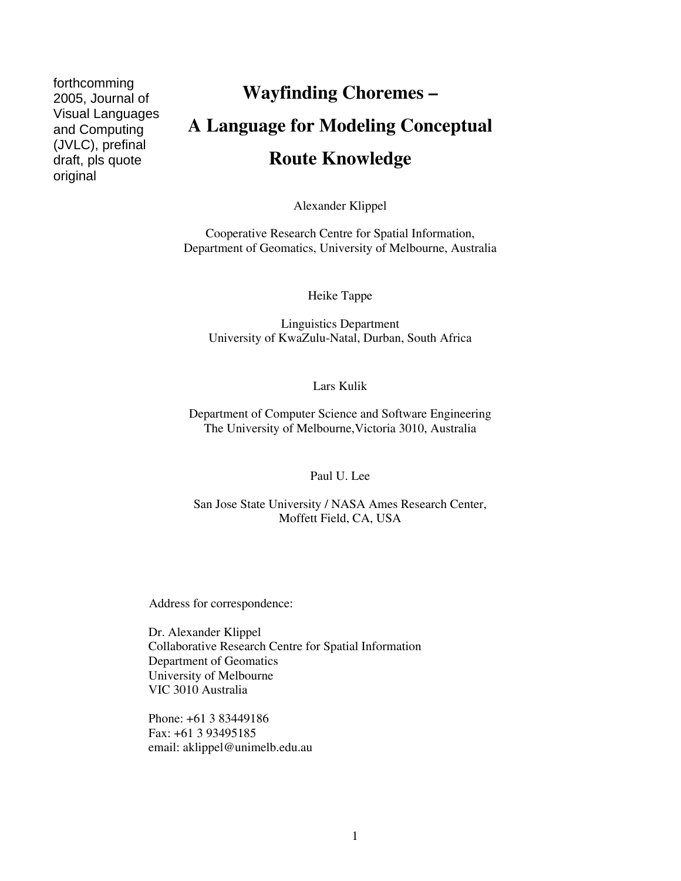forthcomming 2005, Journal of Visual Languages and Computing (JVLC), prefinal draft, pls quote original

# Wayfinding Choremes – A Language for Modeling Conceptual Route Knowledge

Alexander Klippel

Cooperative Research Centre for Spatial Information,
Department of Geomatics, University of Melbourne, Australia

Heike Tappe

Linguistics Department
University of KwaZulu-Natal, Durban, South Africa

Lars Kulik

Department of Computer Science and Software Engineering
The University of Melbourne,Victoria 3010, Australia

Paul U. Lee

San Jose State University / NASA Ames Research Center,
Moffett Field, CA, USA

Address for correspondence:

Dr. Alexander Klippel
Collaborative Research Centre for Spatial Information
Department of Geomatics
University of Melbourne
VIC 3010 Australia

Phone: +61 3 83449186
Fax: +61 3 93495185
email: aklippel@unimelb.edu.au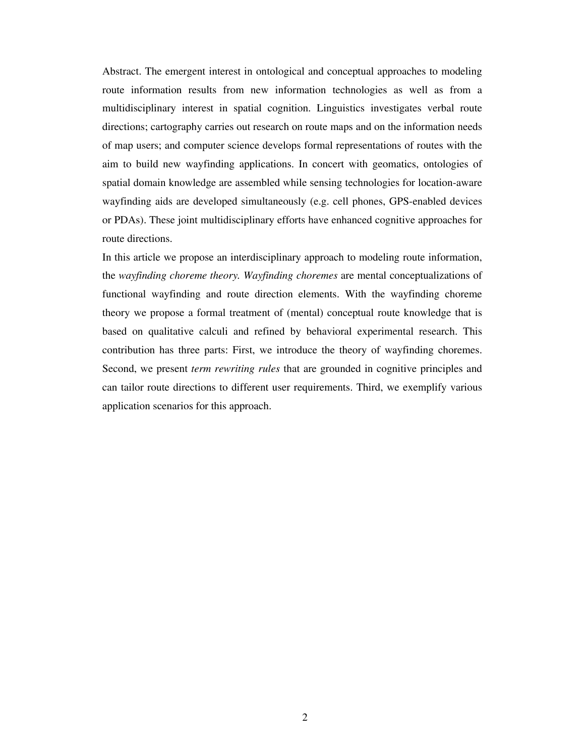Abstract. The emergent interest in ontological and conceptual approaches to modeling route information results from new information technologies as well as from a multidisciplinary interest in spatial cognition. Linguistics investigates verbal route directions; cartography carries out research on route maps and on the information needs of map users; and computer science develops formal representations of routes with the aim to build new wayfinding applications. In concert with geomatics, ontologies of spatial domain knowledge are assembled while sensing technologies for location-aware wayfinding aids are developed simultaneously (e.g. cell phones, GPS-enabled devices or PDAs). These joint multidisciplinary efforts have enhanced cognitive approaches for route directions.

In this article we propose an interdisciplinary approach to modeling route information, the *wayfinding choreme theory*. *Wayfinding choremes* are mental conceptualizations of functional wayfinding and route direction elements. With the wayfinding choreme theory we propose a formal treatment of (mental) conceptual route knowledge that is based on qualitative calculi and refined by behavioral experimental research. This contribution has three parts: First, we introduce the theory of wayfinding choremes. Second, we present *term rewriting rules* that are grounded in cognitive principles and can tailor route directions to different user requirements. Third, we exemplify various application scenarios for this approach.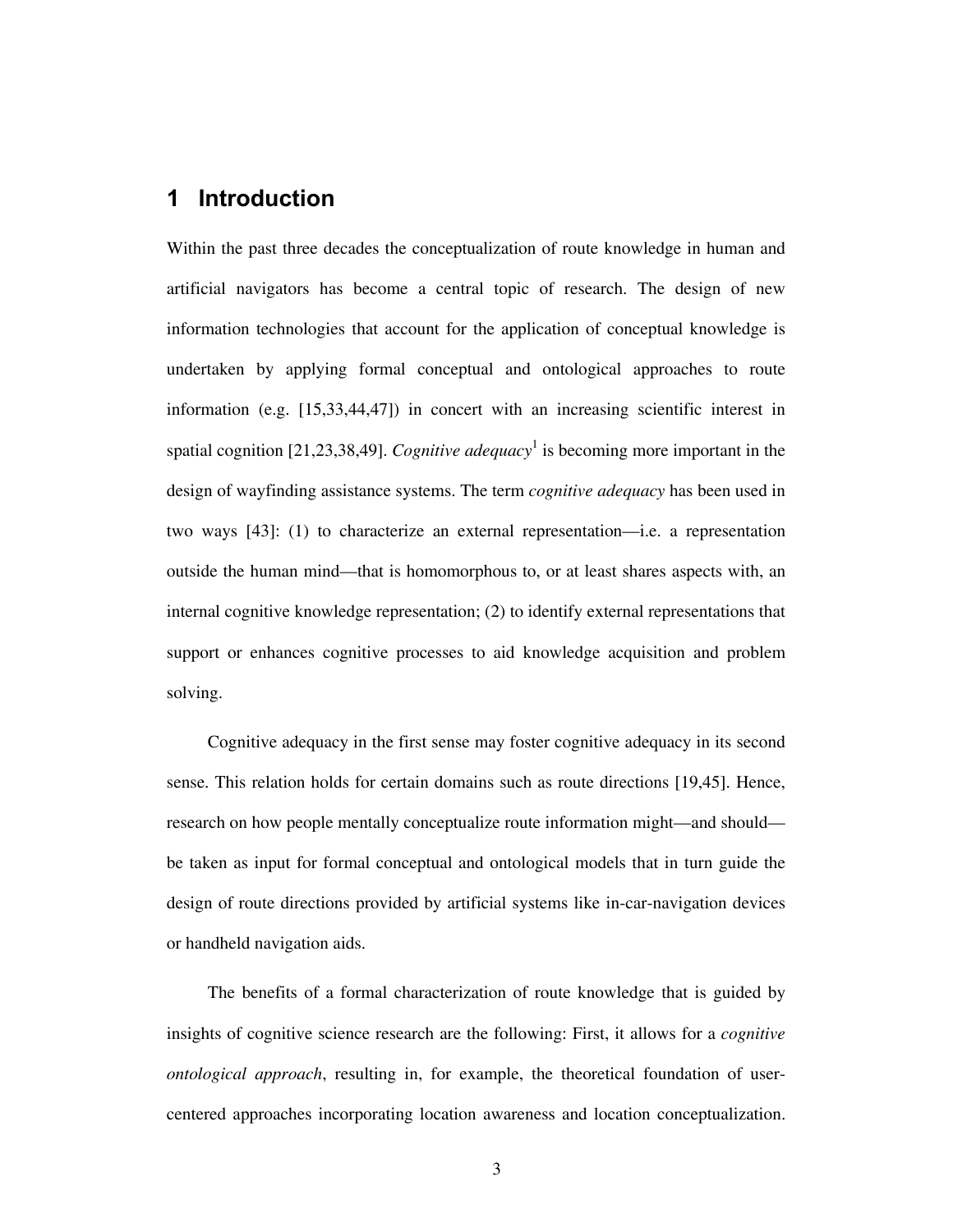# 1 Introduction

Within the past three decades the conceptualization of route knowledge in human and artificial navigators has become a central topic of research. The design of new information technologies that account for the application of conceptual knowledge is undertaken by applying formal conceptual and ontological approaches to route information (e.g. [15,33,44,47]) in concert with an increasing scientific interest in spatial cognition [21,23,38,49]. *Cognitive adequacy*[1] is becoming more important in the design of wayfinding assistance systems. The term *cognitive adequacy* has been used in two ways [43]: (1) to characterize an external representation—i.e. a representation outside the human mind—that is homomorphous to, or at least shares aspects with, an internal cognitive knowledge representation; (2) to identify external representations that support or enhances cognitive processes to aid knowledge acquisition and problem solving.

Cognitive adequacy in the first sense may foster cognitive adequacy in its second sense. This relation holds for certain domains such as route directions [19,45]. Hence, research on how people mentally conceptualize route information might—and should—be taken as input for formal conceptual and ontological models that in turn guide the design of route directions provided by artificial systems like in-car-navigation devices or handheld navigation aids.

The benefits of a formal characterization of route knowledge that is guided by insights of cognitive science research are the following: First, it allows for a *cognitive ontological approach*, resulting in, for example, the theoretical foundation of user-centered approaches incorporating location awareness and location conceptualization.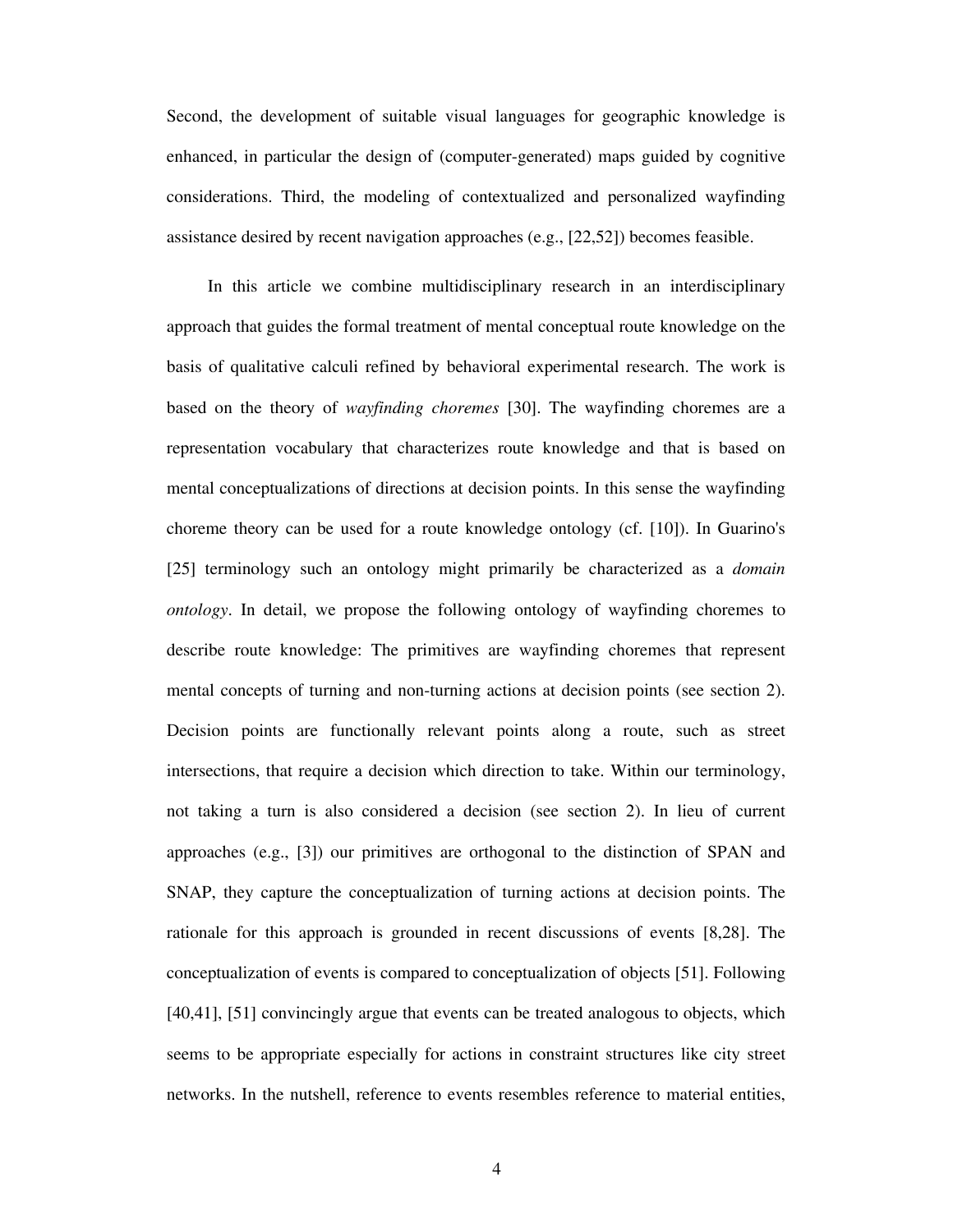Second, the development of suitable visual languages for geographic knowledge is enhanced, in particular the design of (computer-generated) maps guided by cognitive considerations. Third, the modeling of contextualized and personalized wayfinding assistance desired by recent navigation approaches (e.g., [22,52]) becomes feasible.

In this article we combine multidisciplinary research in an interdisciplinary approach that guides the formal treatment of mental conceptual route knowledge on the basis of qualitative calculi refined by behavioral experimental research. The work is based on the theory of *wayfinding choremes* [30]. The wayfinding choremes are a representation vocabulary that characterizes route knowledge and that is based on mental conceptualizations of directions at decision points. In this sense the wayfinding choreme theory can be used for a route knowledge ontology (cf. [10]). In Guarino's [25] terminology such an ontology might primarily be characterized as a *domain ontology*. In detail, we propose the following ontology of wayfinding choremes to describe route knowledge: The primitives are wayfinding choremes that represent mental concepts of turning and non-turning actions at decision points (see section 2). Decision points are functionally relevant points along a route, such as street intersections, that require a decision which direction to take. Within our terminology, not taking a turn is also considered a decision (see section 2). In lieu of current approaches (e.g., [3]) our primitives are orthogonal to the distinction of SPAN and SNAP, they capture the conceptualization of turning actions at decision points. The rationale for this approach is grounded in recent discussions of events [8,28]. The conceptualization of events is compared to conceptualization of objects [51]. Following [40,41], [51] convincingly argue that events can be treated analogous to objects, which seems to be appropriate especially for actions in constraint structures like city street networks. In the nutshell, reference to events resembles reference to material entities,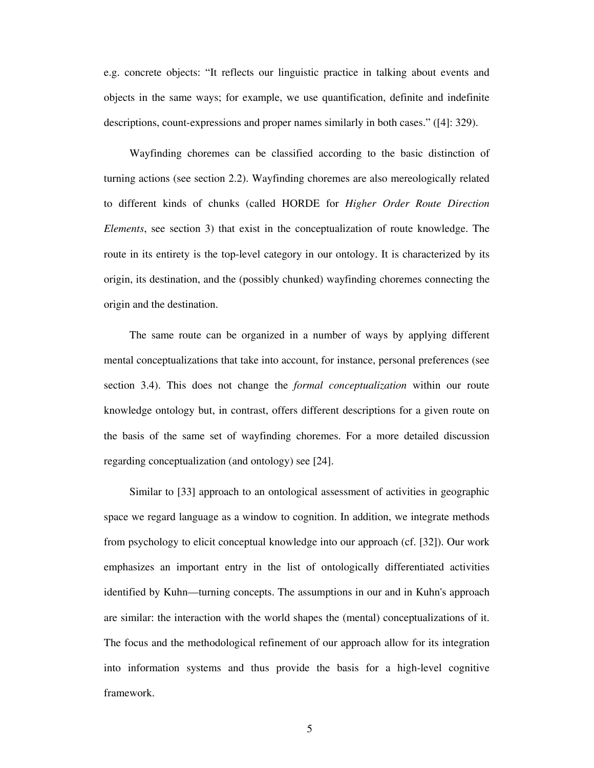e.g. concrete objects: "It reflects our linguistic practice in talking about events and objects in the same ways; for example, we use quantification, definite and indefinite descriptions, count-expressions and proper names similarly in both cases." ([4]: 329).

Wayfinding choremes can be classified according to the basic distinction of turning actions (see section 2.2). Wayfinding choremes are also mereologically related to different kinds of chunks (called HORDE for *Higher Order Route Direction Elements*, see section 3) that exist in the conceptualization of route knowledge. The route in its entirety is the top-level category in our ontology. It is characterized by its origin, its destination, and the (possibly chunked) wayfinding choremes connecting the origin and the destination.

The same route can be organized in a number of ways by applying different mental conceptualizations that take into account, for instance, personal preferences (see section 3.4). This does not change the *formal conceptualization* within our route knowledge ontology but, in contrast, offers different descriptions for a given route on the basis of the same set of wayfinding choremes. For a more detailed discussion regarding conceptualization (and ontology) see [24].

Similar to [33] approach to an ontological assessment of activities in geographic space we regard language as a window to cognition. In addition, we integrate methods from psychology to elicit conceptual knowledge into our approach (cf. [32]). Our work emphasizes an important entry in the list of ontologically differentiated activities identified by Kuhn—turning concepts. The assumptions in our and in Kuhn's approach are similar: the interaction with the world shapes the (mental) conceptualizations of it. The focus and the methodological refinement of our approach allow for its integration into information systems and thus provide the basis for a high-level cognitive framework.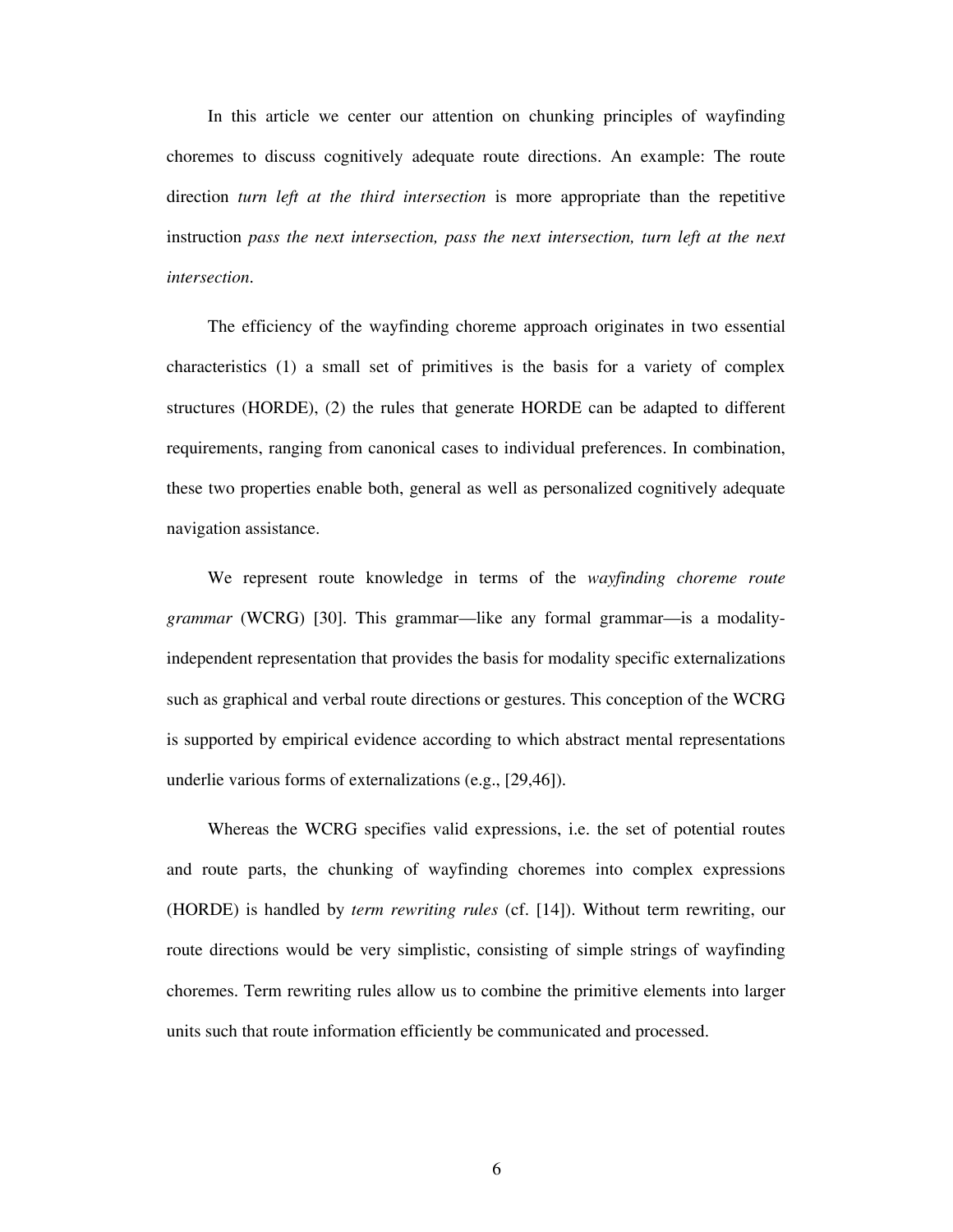In this article we center our attention on chunking principles of wayfinding choremes to discuss cognitively adequate route directions. An example: The route direction *turn left at the third intersection* is more appropriate than the repetitive instruction *pass the next intersection, pass the next intersection, turn left at the next intersection*.

The efficiency of the wayfinding choreme approach originates in two essential characteristics (1) a small set of primitives is the basis for a variety of complex structures (HORDE), (2) the rules that generate HORDE can be adapted to different requirements, ranging from canonical cases to individual preferences. In combination, these two properties enable both, general as well as personalized cognitively adequate navigation assistance.

We represent route knowledge in terms of the *wayfinding choreme route grammar* (WCRG) [30]. This grammar—like any formal grammar—is a modality-independent representation that provides the basis for modality specific externalizations such as graphical and verbal route directions or gestures. This conception of the WCRG is supported by empirical evidence according to which abstract mental representations underlie various forms of externalizations (e.g., [29,46]).

Whereas the WCRG specifies valid expressions, i.e. the set of potential routes and route parts, the chunking of wayfinding choremes into complex expressions (HORDE) is handled by *term rewriting rules* (cf. [14]). Without term rewriting, our route directions would be very simplistic, consisting of simple strings of wayfinding choremes. Term rewriting rules allow us to combine the primitive elements into larger units such that route information efficiently be communicated and processed.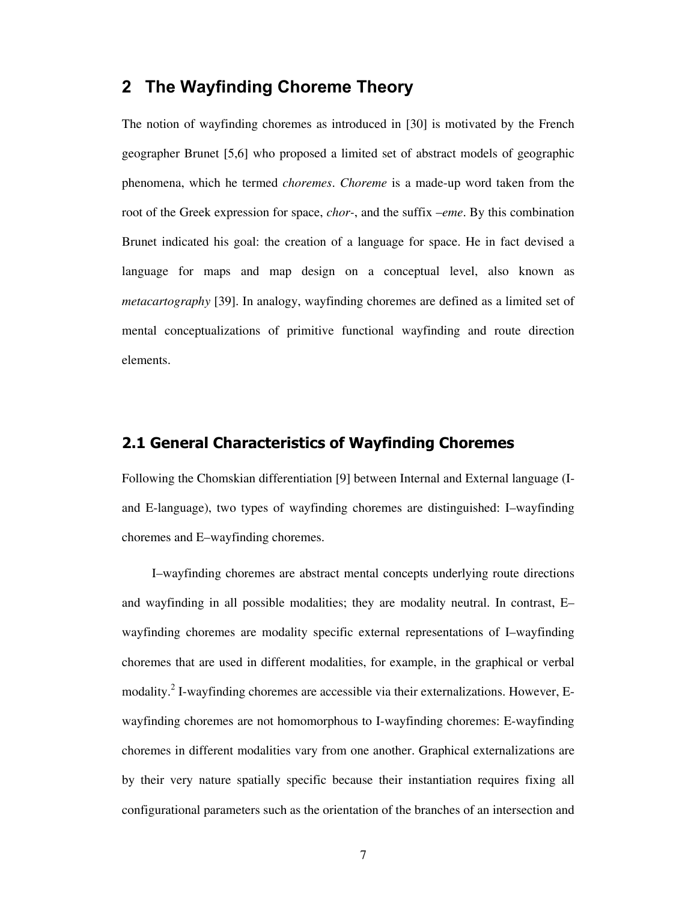# 2 The Wayfinding Choreme Theory

The notion of wayfinding choremes as introduced in [30] is motivated by the French geographer Brunet [5,6] who proposed a limited set of abstract models of geographic phenomena, which he termed *choremes*. *Choreme* is a made-up word taken from the root of the Greek expression for space, *chor-*, and the suffix *–eme*. By this combination Brunet indicated his goal: the creation of a language for space. He in fact devised a language for maps and map design on a conceptual level, also known as *metacartography* [39]. In analogy, wayfinding choremes are defined as a limited set of mental conceptualizations of primitive functional wayfinding and route direction elements.

## 2.1 General Characteristics of Wayfinding Choremes

Following the Chomskian differentiation [9] between Internal and External language (I- and E-language), two types of wayfinding choremes are distinguished: I–wayfinding choremes and E–wayfinding choremes.

I–wayfinding choremes are abstract mental concepts underlying route directions and wayfinding in all possible modalities; they are modality neutral. In contrast, E–wayfinding choremes are modality specific external representations of I–wayfinding choremes that are used in different modalities, for example, in the graphical or verbal modality.[2] I-wayfinding choremes are accessible via their externalizations. However, E-wayfinding choremes are not homomorphous to I-wayfinding choremes: E-wayfinding choremes in different modalities vary from one another. Graphical externalizations are by their very nature spatially specific because their instantiation requires fixing all configurational parameters such as the orientation of the branches of an intersection and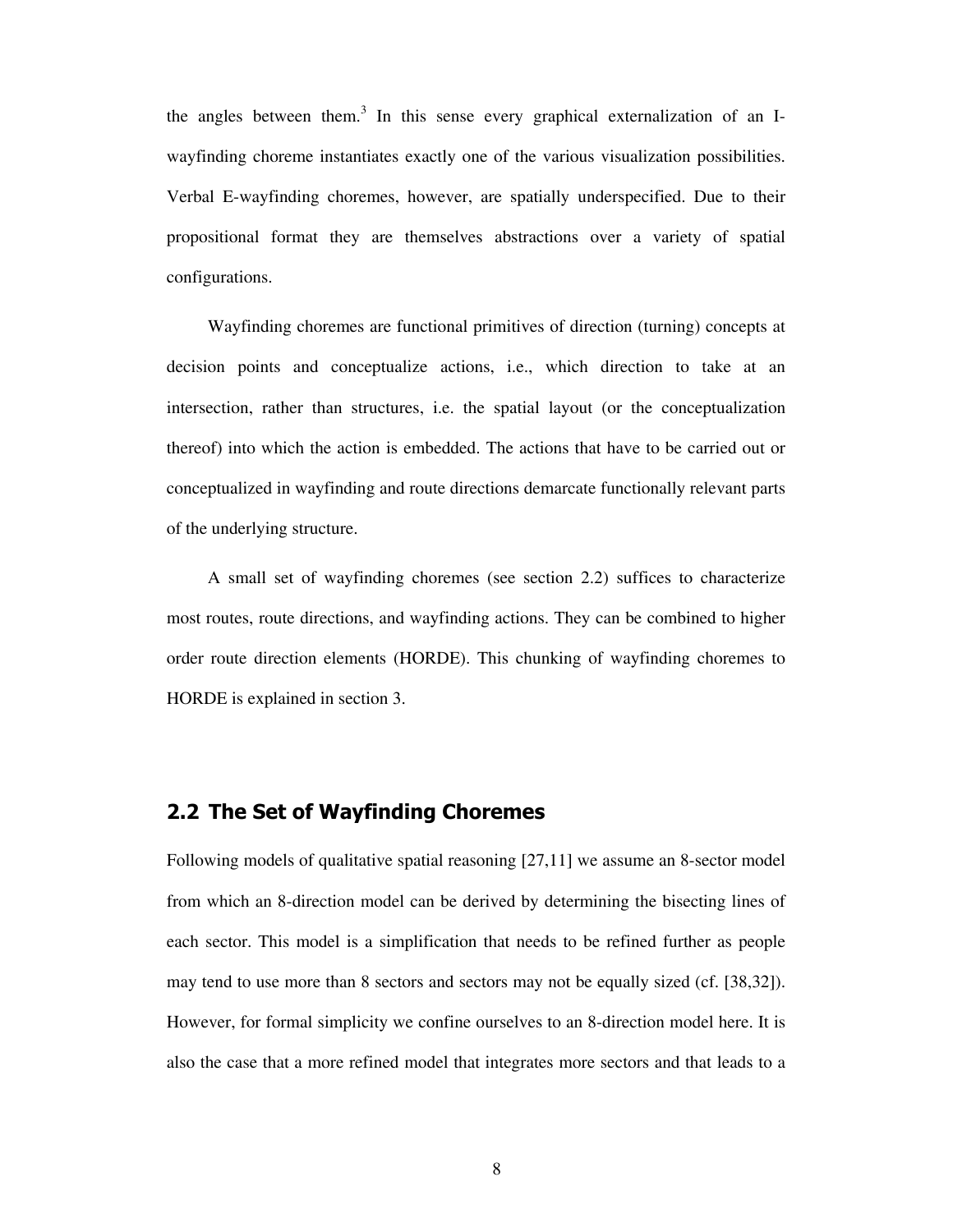the angles between them.[3] In this sense every graphical externalization of an I-wayfinding choreme instantiates exactly one of the various visualization possibilities. Verbal E-wayfinding choremes, however, are spatially underspecified. Due to their propositional format they are themselves abstractions over a variety of spatial configurations.

Wayfinding choremes are functional primitives of direction (turning) concepts at decision points and conceptualize actions, i.e., which direction to take at an intersection, rather than structures, i.e. the spatial layout (or the conceptualization thereof) into which the action is embedded. The actions that have to be carried out or conceptualized in wayfinding and route directions demarcate functionally relevant parts of the underlying structure.

A small set of wayfinding choremes (see section 2.2) suffices to characterize most routes, route directions, and wayfinding actions. They can be combined to higher order route direction elements (HORDE). This chunking of wayfinding choremes to HORDE is explained in section 3.

## 2.2 The Set of Wayfinding Choremes

Following models of qualitative spatial reasoning [27,11] we assume an 8-sector model from which an 8-direction model can be derived by determining the bisecting lines of each sector. This model is a simplification that needs to be refined further as people may tend to use more than 8 sectors and sectors may not be equally sized (cf. [38,32]). However, for formal simplicity we confine ourselves to an 8-direction model here. It is also the case that a more refined model that integrates more sectors and that leads to a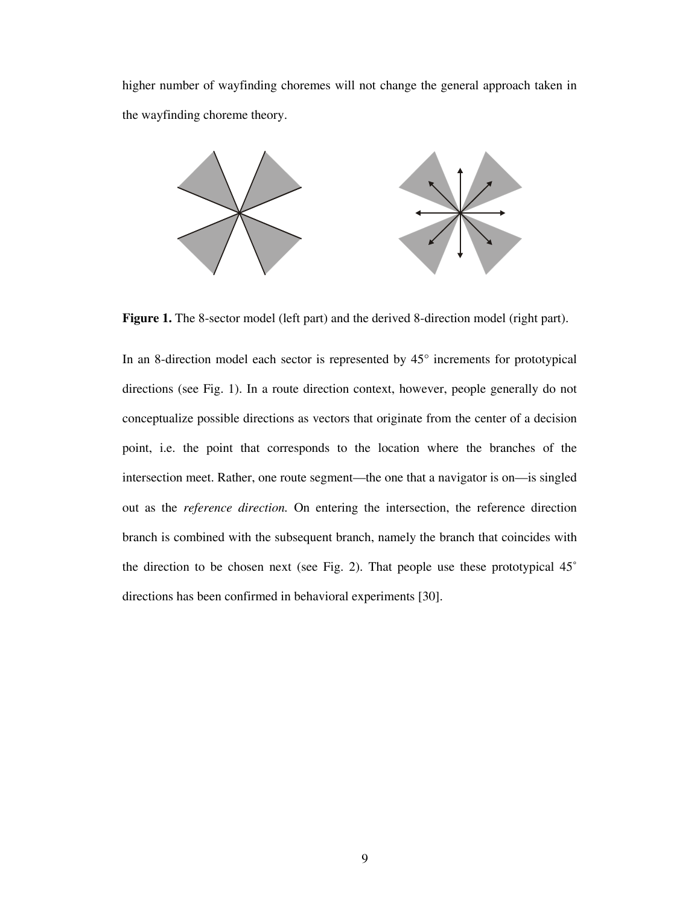higher number of wayfinding choremes will not change the general approach taken in the wayfinding choreme theory.

**Figure 1.** The 8-sector model (left part) and the derived 8-direction model (right part).

In an 8-direction model each sector is represented by 45° increments for prototypical directions (see Fig. 1). In a route direction context, however, people generally do not conceptualize possible directions as vectors that originate from the center of a decision point, i.e. the point that corresponds to the location where the branches of the intersection meet. Rather, one route segment—the one that a navigator is on—is singled out as the *reference direction.* On entering the intersection, the reference direction branch is combined with the subsequent branch, namely the branch that coincides with the direction to be chosen next (see Fig. 2). That people use these prototypical 45° directions has been confirmed in behavioral experiments [30].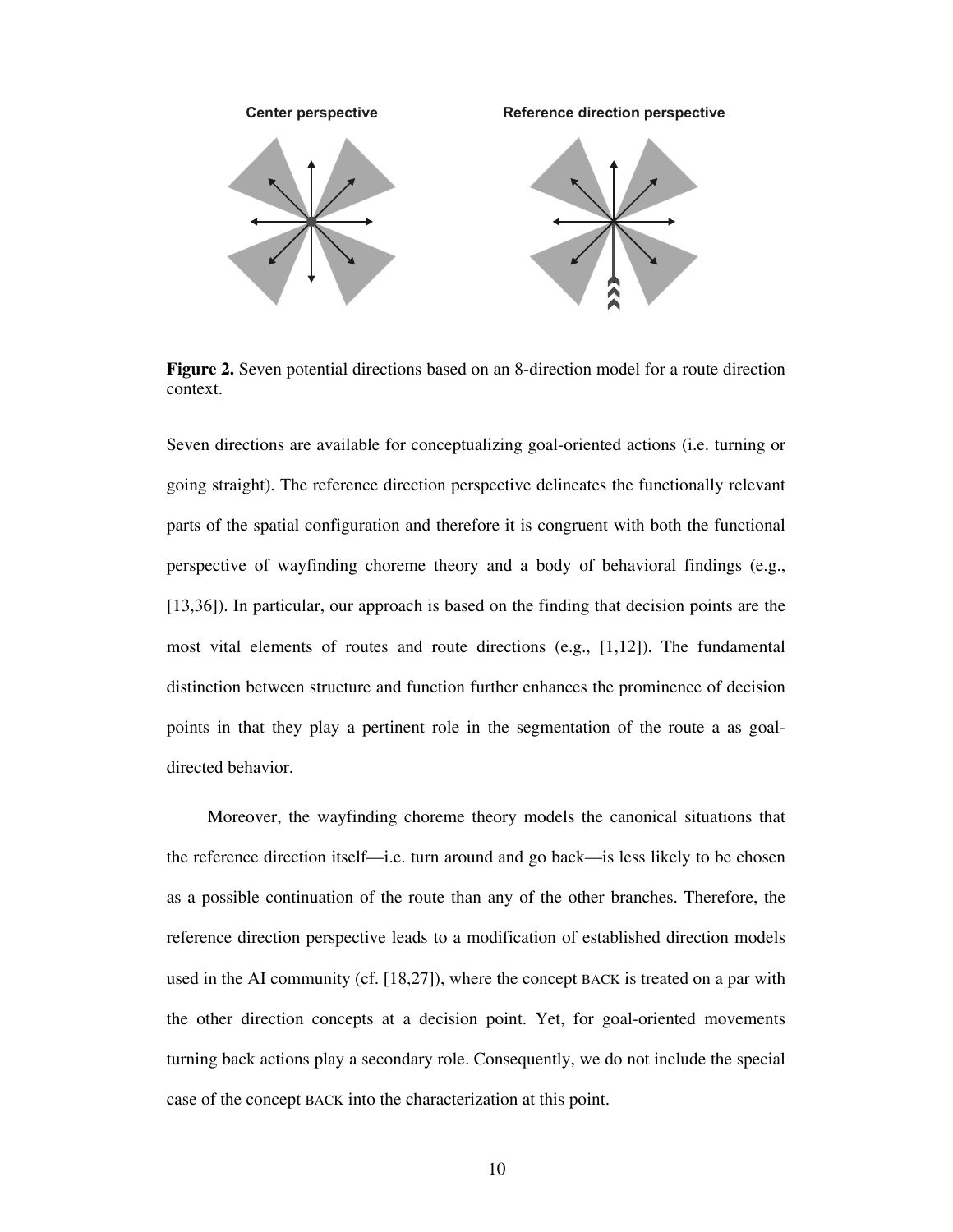**Figure 2.** Seven potential directions based on an 8-direction model for a route direction context.

Seven directions are available for conceptualizing goal-oriented actions (i.e. turning or going straight). The reference direction perspective delineates the functionally relevant parts of the spatial configuration and therefore it is congruent with both the functional perspective of wayfinding choreme theory and a body of behavioral findings (e.g., [13,36]). In particular, our approach is based on the finding that decision points are the most vital elements of routes and route directions (e.g., [1,12]). The fundamental distinction between structure and function further enhances the prominence of decision points in that they play a pertinent role in the segmentation of the route a as goal-directed behavior.

Moreover, the wayfinding choreme theory models the canonical situations that the reference direction itself—i.e. turn around and go back—is less likely to be chosen as a possible continuation of the route than any of the other branches. Therefore, the reference direction perspective leads to a modification of established direction models used in the AI community (cf. [18,27]), where the concept BACK is treated on a par with the other direction concepts at a decision point. Yet, for goal-oriented movements turning back actions play a secondary role. Consequently, we do not include the special case of the concept BACK into the characterization at this point.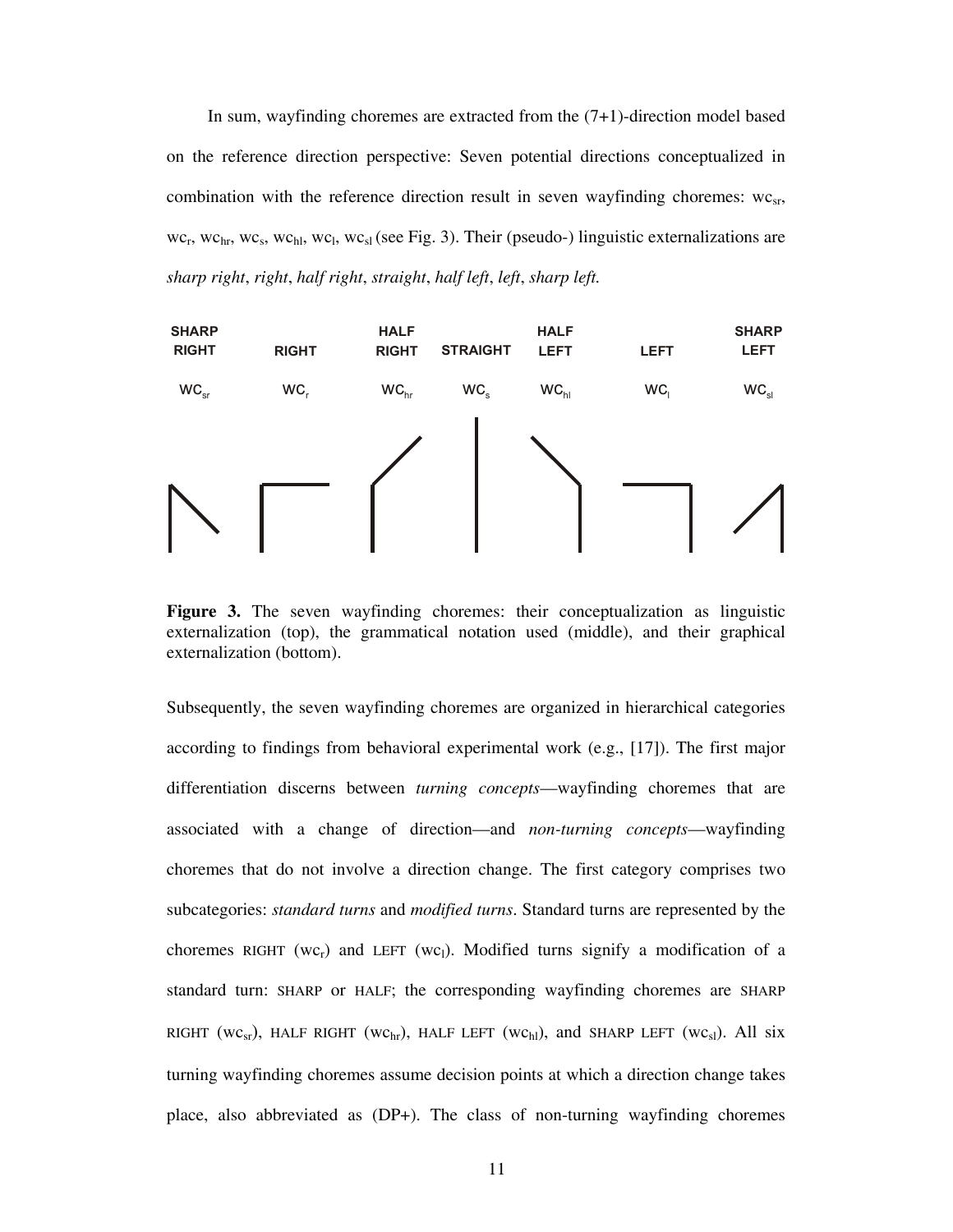In sum, wayfinding choremes are extracted from the (7+1)-direction model based on the reference direction perspective: Seven potential directions conceptualized in combination with the reference direction result in seven wayfinding choremes: $wc_{sr}$, $wc_r$, $wc_{hr}$, $wc_s$, $wc_{hl}$, $wc_l$, $wc_{sl}$ (see Fig. 3). Their (pseudo-) linguistic externalizations are *sharp right*, *right*, *half right*, *straight*, *half left*, *left*, *sharp left.*

| SHARP RIGHT | RIGHT | HALF RIGHT | STRAIGHT | HALF LEFT | LEFT | SHARP LEFT |
|---|---|---|---|---|---|---|
| $WC_{sr}$ | $WC_r$ | $WC_{hr}$ | $WC_s$ | $WC_{hl}$ | $WC_l$ | $WC_{sl}$ |

**Figure 3.** The seven wayfinding choremes: their conceptualization as linguistic externalization (top), the grammatical notation used (middle), and their graphical externalization (bottom).

Subsequently, the seven wayfinding choremes are organized in hierarchical categories according to findings from behavioral experimental work (e.g., [17]). The first major differentiation discerns between *turning concepts*—wayfinding choremes that are associated with a change of direction—and *non-turning concepts*—wayfinding choremes that do not involve a direction change. The first category comprises two subcategories: *standard turns* and *modified turns*. Standard turns are represented by the choremes RIGHT ($wc_r$) and LEFT ($wc_l$). Modified turns signify a modification of a standard turn: SHARP or HALF; the corresponding wayfinding choremes are SHARP RIGHT ($wc_{sr}$), HALF RIGHT ($wc_{hr}$), HALF LEFT ($wc_{hl}$), and SHARP LEFT ($wc_{sl}$). All six turning wayfinding choremes assume decision points at which a direction change takes place, also abbreviated as (DP+). The class of non-turning wayfinding choremes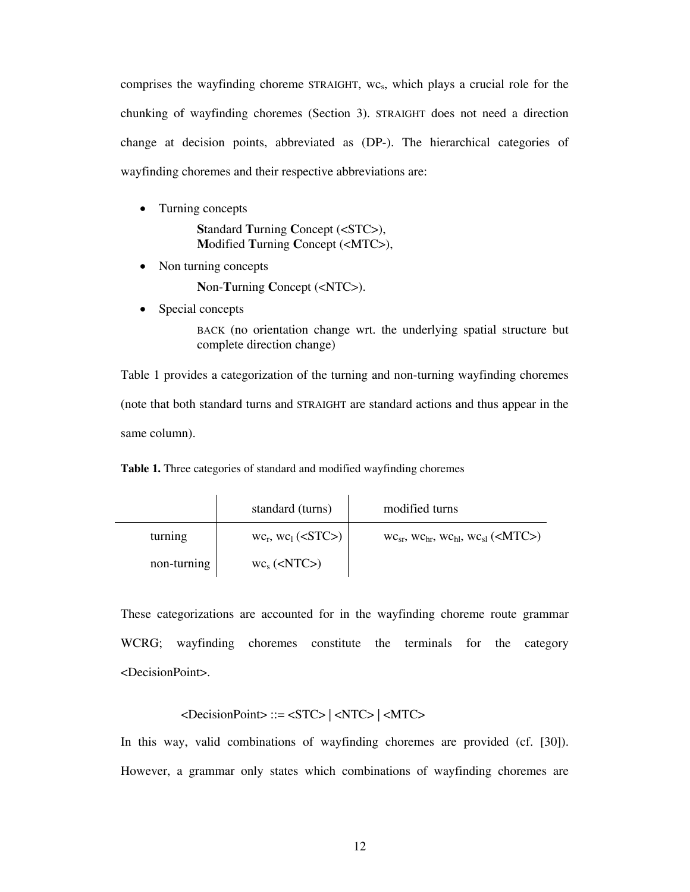comprises the wayfinding choreme STRAIGHT, $wc_s$, which plays a crucial role for the chunking of wayfinding choremes (Section 3). STRAIGHT does not need a direction change at decision points, abbreviated as (DP-). The hierarchical categories of wayfinding choremes and their respective abbreviations are:

- Turning concepts

  **S**tandard **T**urning **C**oncept (<STC>),
  **M**odified **T**urning **C**oncept (<MTC>),

- Non turning concepts

  **N**on-**T**urning **C**oncept (<NTC>).

- Special concepts

  BACK (no orientation change wrt. the underlying spatial structure but complete direction change)

Table 1 provides a categorization of the turning and non-turning wayfinding choremes (note that both standard turns and STRAIGHT are standard actions and thus appear in the same column).

**Table 1.** Three categories of standard and modified wayfinding choremes

| | standard (turns) | modified turns |
|---|---|---|
| turning | $wc_r$, $wc_l$ (<STC>) | $wc_{sr}$, $wc_{hr}$, $wc_{hl}$, $wc_{sl}$ (<MTC>) |
| non-turning | $wc_s$ (<NTC>) | |

These categorizations are accounted for in the wayfinding choreme route grammar WCRG; wayfinding choremes constitute the terminals for the category <DecisionPoint>.

<DecisionPoint> ::= <STC> | <NTC> | <MTC>

In this way, valid combinations of wayfinding choremes are provided (cf. [30]). However, a grammar only states which combinations of wayfinding choremes are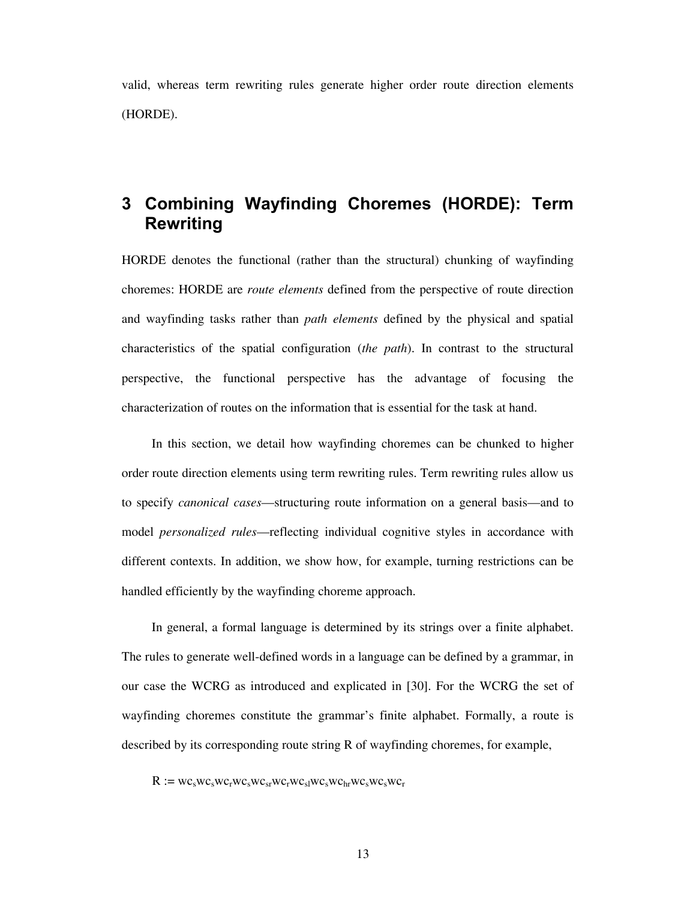valid, whereas term rewriting rules generate higher order route direction elements (HORDE).

# 3 Combining Wayfinding Choremes (HORDE): Term Rewriting

HORDE denotes the functional (rather than the structural) chunking of wayfinding choremes: HORDE are *route elements* defined from the perspective of route direction and wayfinding tasks rather than *path elements* defined by the physical and spatial characteristics of the spatial configuration (*the path*). In contrast to the structural perspective, the functional perspective has the advantage of focusing the characterization of routes on the information that is essential for the task at hand.

In this section, we detail how wayfinding choremes can be chunked to higher order route direction elements using term rewriting rules. Term rewriting rules allow us to specify *canonical cases*—structuring route information on a general basis—and to model *personalized rules*—reflecting individual cognitive styles in accordance with different contexts. In addition, we show how, for example, turning restrictions can be handled efficiently by the wayfinding choreme approach.

In general, a formal language is determined by its strings over a finite alphabet. The rules to generate well-defined words in a language can be defined by a grammar, in our case the WCRG as introduced and explicated in [30]. For the WCRG the set of wayfinding choremes constitute the grammar's finite alphabet. Formally, a route is described by its corresponding route string R of wayfinding choremes, for example,

$$R := wc_s wc_s wc_r wc_s wc_{sr} wc_r wc_{sl} wc_s wc_{hr} wc_s wc_s wc_r$$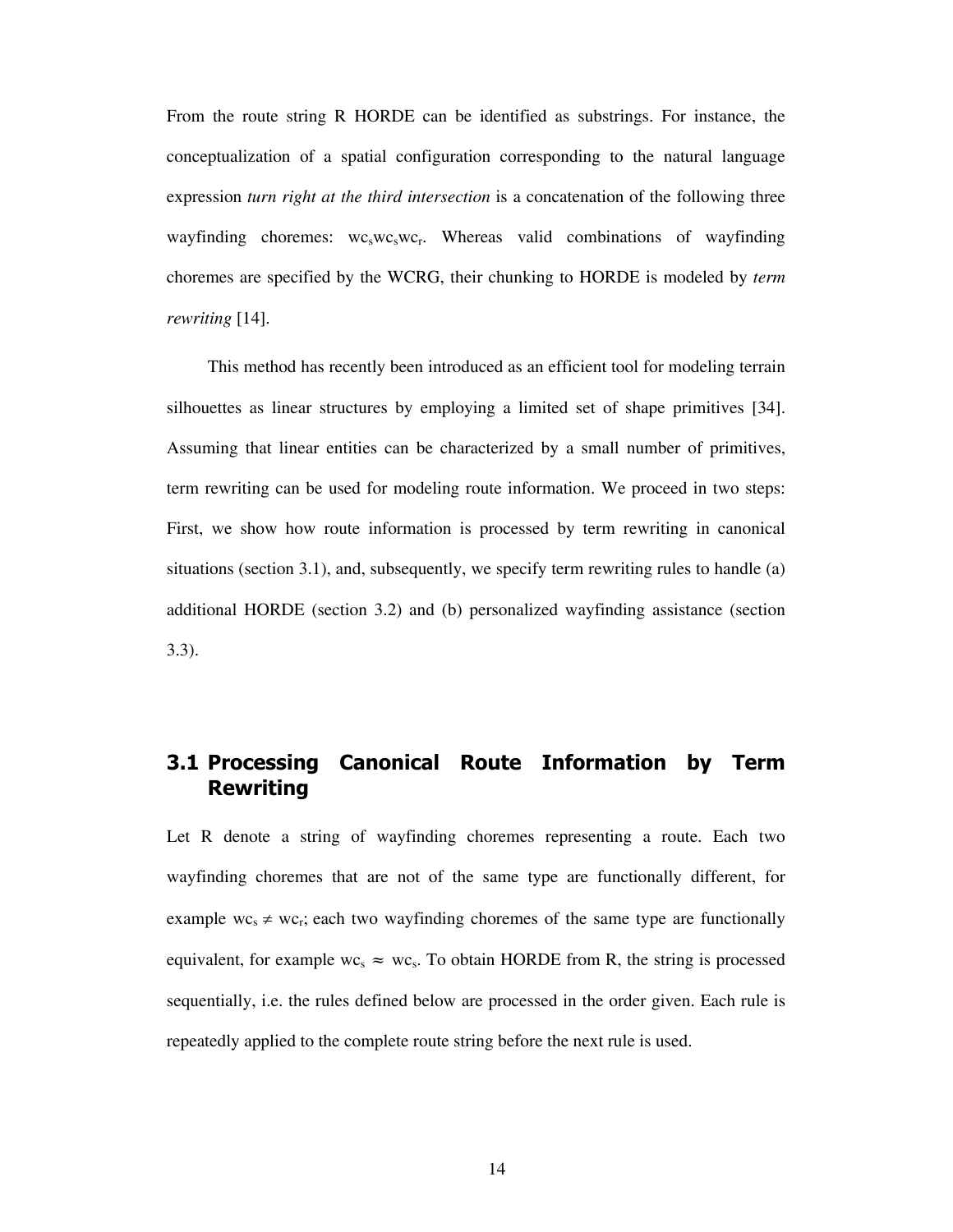From the route string R HORDE can be identified as substrings. For instance, the conceptualization of a spatial configuration corresponding to the natural language expression *turn right at the third intersection* is a concatenation of the following three wayfinding choremes: $wc_s wc_s wc_r$. Whereas valid combinations of wayfinding choremes are specified by the WCRG, their chunking to HORDE is modeled by *term rewriting* [14].

This method has recently been introduced as an efficient tool for modeling terrain silhouettes as linear structures by employing a limited set of shape primitives [34]. Assuming that linear entities can be characterized by a small number of primitives, term rewriting can be used for modeling route information. We proceed in two steps: First, we show how route information is processed by term rewriting in canonical situations (section 3.1), and, subsequently, we specify term rewriting rules to handle (a) additional HORDE (section 3.2) and (b) personalized wayfinding assistance (section 3.3).

## 3.1 Processing Canonical Route Information by Term Rewriting

Let R denote a string of wayfinding choremes representing a route. Each two wayfinding choremes that are not of the same type are functionally different, for example $wc_s \neq wc_r$; each two wayfinding choremes of the same type are functionally equivalent, for example $wc_s \approx wc_s$. To obtain HORDE from R, the string is processed sequentially, i.e. the rules defined below are processed in the order given. Each rule is repeatedly applied to the complete route string before the next rule is used.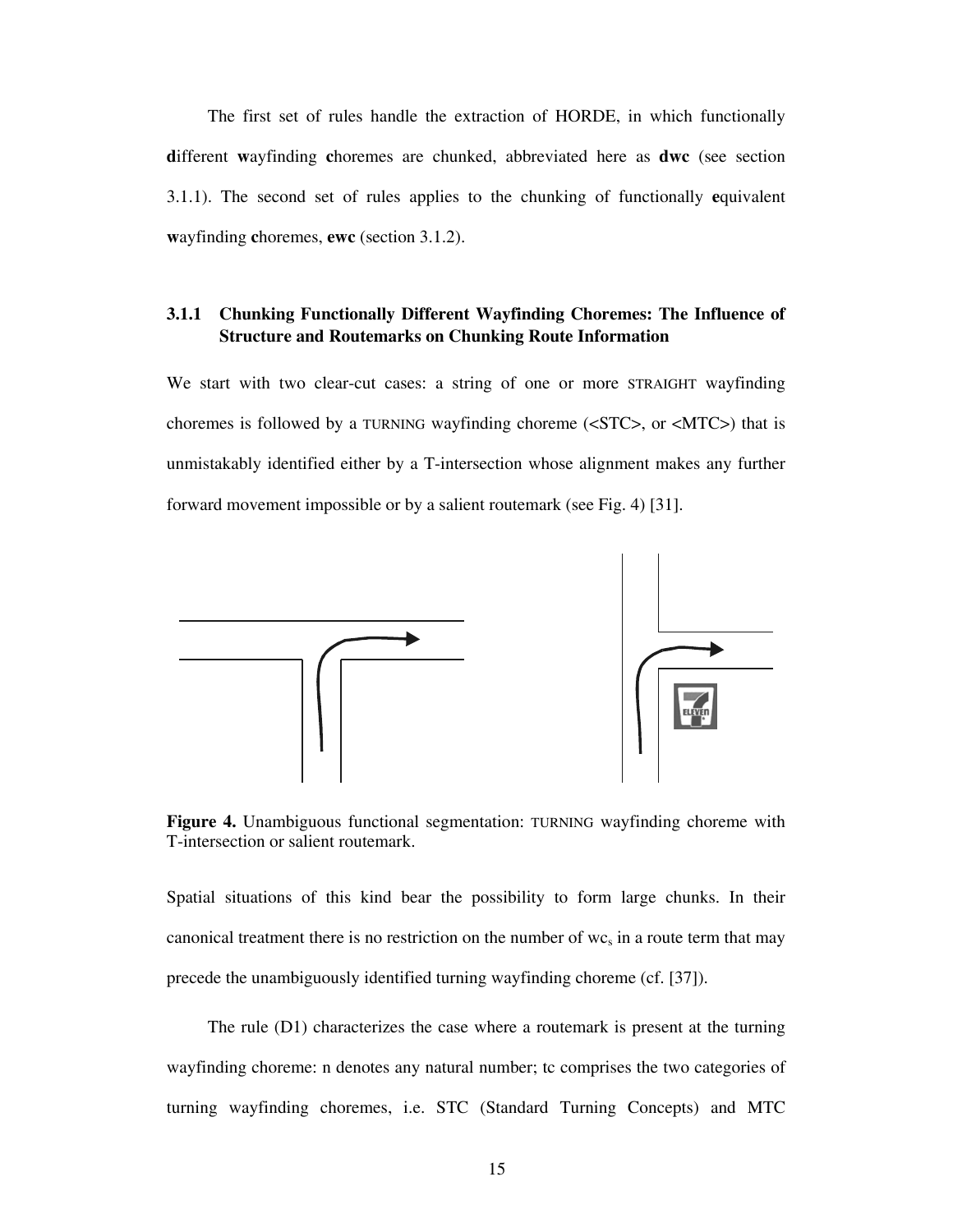The first set of rules handle the extraction of HORDE, in which functionally **d**ifferent **w**ayfinding **c**horemes are chunked, abbreviated here as **dwc** (see section 3.1.1). The second set of rules applies to the chunking of functionally **e**quivalent **w**ayfinding **c**horemes, **ewc** (section 3.1.2).

### 3.1.1 Chunking Functionally Different Wayfinding Choremes: The Influence of Structure and Routemarks on Chunking Route Information

We start with two clear-cut cases: a string of one or more STRAIGHT wayfinding choremes is followed by a TURNING wayfinding choreme (<STC>, or <MTC>) that is unmistakably identified either by a T-intersection whose alignment makes any further forward movement impossible or by a salient routemark (see Fig. 4) [31].

**Figure 4.** Unambiguous functional segmentation: TURNING wayfinding choreme with T-intersection or salient routemark.

Spatial situations of this kind bear the possibility to form large chunks. In their canonical treatment there is no restriction on the number of $wc_s$ in a route term that may precede the unambiguously identified turning wayfinding choreme (cf. [37]).

The rule (D1) characterizes the case where a routemark is present at the turning wayfinding choreme: n denotes any natural number; tc comprises the two categories of turning wayfinding choremes, i.e. STC (Standard Turning Concepts) and MTC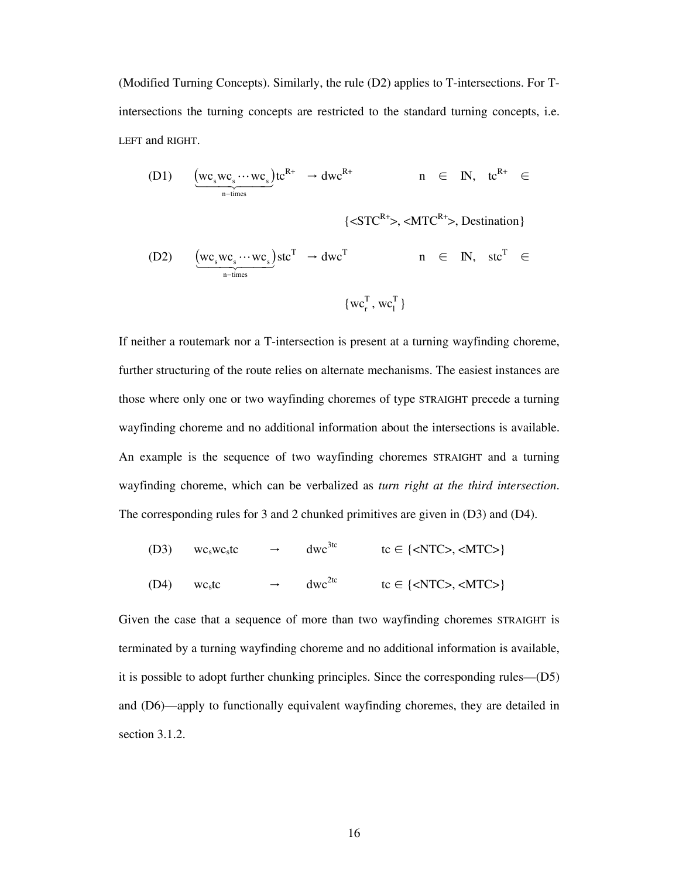(Modified Turning Concepts). Similarly, the rule (D2) applies to T-intersections. For T-intersections the turning concepts are restricted to the standard turning concepts, i.e. LEFT and RIGHT.

$$\text{(D1)} \qquad \underbrace{\left(wc_s wc_s \cdots wc_s\right)}_{n-\text{times}} tc^{R+} \rightarrow dwc^{R+} \qquad n \in \mathbb{N}, \quad tc^{R+} \in \{<STC^{R+}>, <MTC^{R+}>, \text{Destination}\}$$

$$\text{(D2)} \qquad \underbrace{\left(wc_s wc_s \cdots wc_s\right)}_{n-\text{times}} stc^{T} \rightarrow dwc^{T} \qquad n \in \mathbb{N}, \quad stc^{T} \in \{wc_r^T, wc_l^T\}$$

If neither a routemark nor a T-intersection is present at a turning wayfinding choreme, further structuring of the route relies on alternate mechanisms. The easiest instances are those where only one or two wayfinding choremes of type STRAIGHT precede a turning wayfinding choreme and no additional information about the intersections is available. An example is the sequence of two wayfinding choremes STRAIGHT and a turning wayfinding choreme, which can be verbalized as *turn right at the third intersection*. The corresponding rules for 3 and 2 chunked primitives are given in (D3) and (D4).

$$\text{(D3)} \qquad wc_s wc_s tc \quad \rightarrow \quad dwc^{3tc} \qquad tc \in \{<NTC>, <MTC>\}$$

$$\text{(D4)} \qquad wc_s tc \quad \rightarrow \quad dwc^{2tc} \qquad tc \in \{<NTC>, <MTC>\}$$

Given the case that a sequence of more than two wayfinding choremes STRAIGHT is terminated by a turning wayfinding choreme and no additional information is available, it is possible to adopt further chunking principles. Since the corresponding rules—(D5) and (D6)—apply to functionally equivalent wayfinding choremes, they are detailed in section 3.1.2.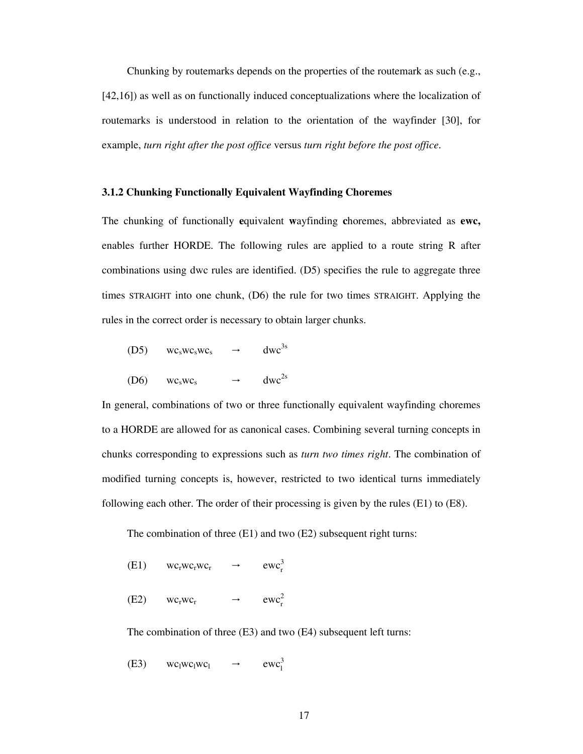Chunking by routemarks depends on the properties of the routemark as such (e.g., [42,16]) as well as on functionally induced conceptualizations where the localization of routemarks is understood in relation to the orientation of the wayfinder [30], for example, *turn right after the post office* versus *turn right before the post office*.

### 3.1.2 Chunking Functionally Equivalent Wayfinding Choremes

The chunking of functionally **e**quivalent **w**ayfinding **c**horemes, abbreviated as **ewc,** enables further HORDE. The following rules are applied to a route string R after combinations using dwc rules are identified. (D5) specifies the rule to aggregate three times STRAIGHT into one chunk, (D6) the rule for two times STRAIGHT. Applying the rules in the correct order is necessary to obtain larger chunks.

(D5) $wc_s wc_s wc_s \rightarrow dwc^{3s}$

(D6) $wc_s wc_s \rightarrow dwc^{2s}$

In general, combinations of two or three functionally equivalent wayfinding choremes to a HORDE are allowed for as canonical cases. Combining several turning concepts in chunks corresponding to expressions such as *turn two times right*. The combination of modified turning concepts is, however, restricted to two identical turns immediately following each other. The order of their processing is given by the rules (E1) to (E8).

The combination of three (E1) and two (E2) subsequent right turns:

(E1) $wc_r wc_r wc_r \rightarrow ewc_r^3$

(E2) $wc_r wc_r \rightarrow ewc_r^2$

The combination of three (E3) and two (E4) subsequent left turns:

(E3) $wc_l wc_l wc_l \rightarrow ewc_l^3$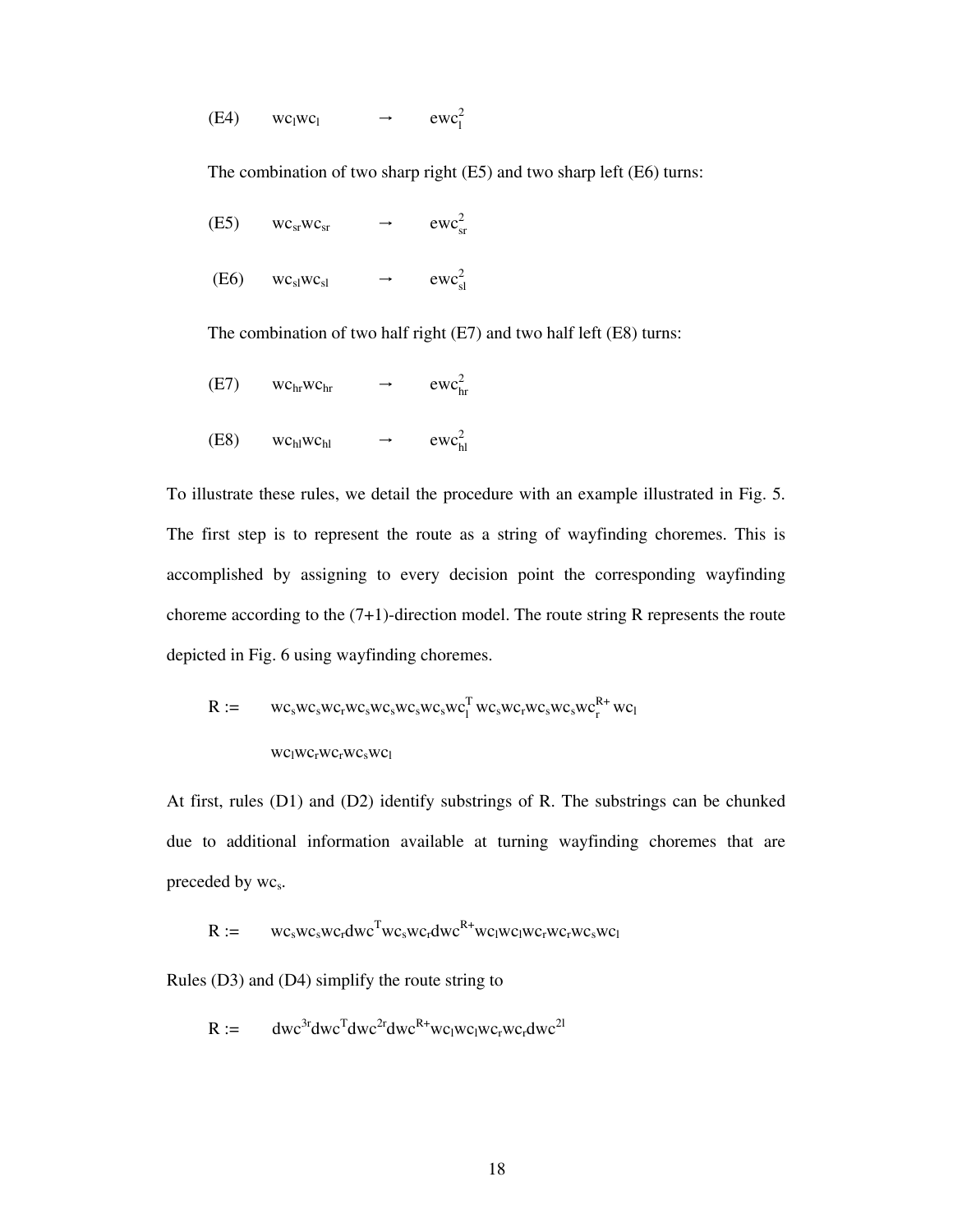(E4) $wc_l wc_l \rightarrow ewc_l^2$

The combination of two sharp right (E5) and two sharp left (E6) turns:

(E5) $wc_{sr} wc_{sr} \rightarrow ewc_{sr}^2$

(E6) $wc_{sl} wc_{sl} \rightarrow ewc_{sl}^2$

The combination of two half right (E7) and two half left (E8) turns:

(E7) $wc_{hr} wc_{hr} \rightarrow ewc_{hr}^2$

(E8) $wc_{hl} wc_{hl} \rightarrow ewc_{hl}^2$

To illustrate these rules, we detail the procedure with an example illustrated in Fig. 5. The first step is to represent the route as a string of wayfinding choremes. This is accomplished by assigning to every decision point the corresponding wayfinding choreme according to the (7+1)-direction model. The route string R represents the route depicted in Fig. 6 using wayfinding choremes.

$$R := wc_s wc_s wc_r wc_s wc_s wc_s wc_s wc_s wc_l^T wc_s wc_r wc_s wc_s wc_r^{R+} wc_l$$
$$wc_l wc_r wc_r wc_s wc_l$$

At first, rules (D1) and (D2) identify substrings of R. The substrings can be chunked due to additional information available at turning wayfinding choremes that are preceded by $wc_s$.

$$R := wc_s wc_s wc_r dwc^T wc_s wc_r dwc^{R+} wc_l wc_l wc_r wc_r wc_s wc_l$$

Rules (D3) and (D4) simplify the route string to

$$R := dwc^{3r} dwc^T dwc^{2r} dwc^{R+} wc_l wc_l wc_r wc_r dwc^{2l}$$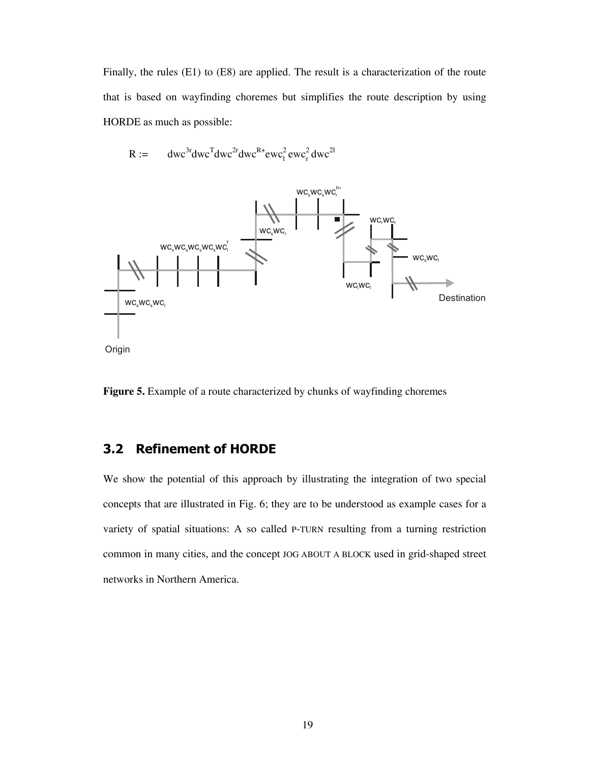Finally, the rules (E1) to (E8) are applied. The result is a characterization of the route that is based on wayfinding choremes but simplifies the route description by using HORDE as much as possible:

$$R := \quad dwc^{3r}dwc^{T}dwc^{2r}dwc^{R+}ewc_{l}^{2}\,ewc_{r}^{2}\,dwc^{2l}$$

**Figure 5.** Example of a route characterized by chunks of wayfinding choremes

## 3.2 Refinement of HORDE

We show the potential of this approach by illustrating the integration of two special concepts that are illustrated in Fig. 6; they are to be understood as example cases for a variety of spatial situations: A so called P-TURN resulting from a turning restriction common in many cities, and the concept JOG ABOUT A BLOCK used in grid-shaped street networks in Northern America.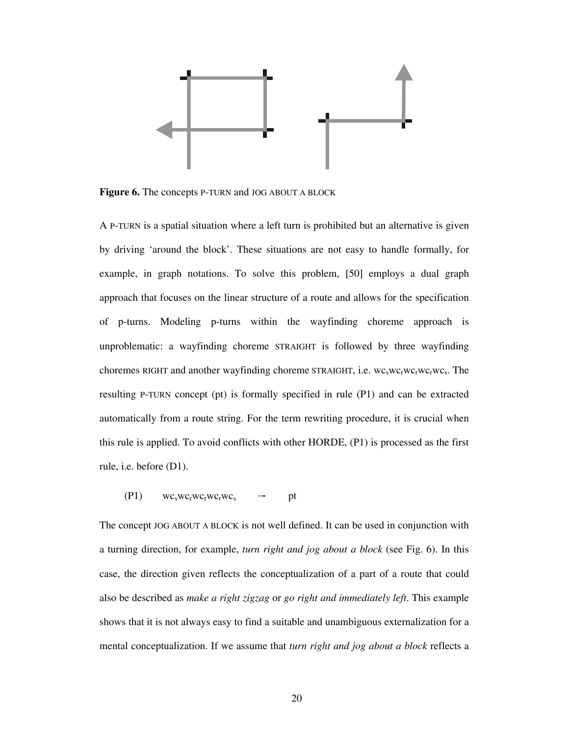**Figure 6.** The concepts P-TURN and JOG ABOUT A BLOCK

A P-TURN is a spatial situation where a left turn is prohibited but an alternative is given by driving 'around the block'. These situations are not easy to handle formally, for example, in graph notations. To solve this problem, [50] employs a dual graph approach that focuses on the linear structure of a route and allows for the specification of p-turns. Modeling p-turns within the wayfinding choreme approach is unproblematic: a wayfinding choreme STRAIGHT is followed by three wayfinding choremes RIGHT and another wayfinding choreme STRAIGHT, i.e. $wc_s wc_r wc_r wc_r wc_s$. The resulting P-TURN concept (pt) is formally specified in rule (P1) and can be extracted automatically from a route string. For the term rewriting procedure, it is crucial when this rule is applied. To avoid conflicts with other HORDE, (P1) is processed as the first rule, i.e. before (D1).

(P1) $wc_s wc_r wc_r wc_r wc_s \rightarrow pt$

The concept JOG ABOUT A BLOCK is not well defined. It can be used in conjunction with a turning direction, for example, *turn right and jog about a block* (see Fig. 6). In this case, the direction given reflects the conceptualization of a part of a route that could also be described as *make a right zigzag* or *go right and immediately left*. This example shows that it is not always easy to find a suitable and unambiguous externalization for a mental conceptualization. If we assume that *turn right and jog about a block* reflects a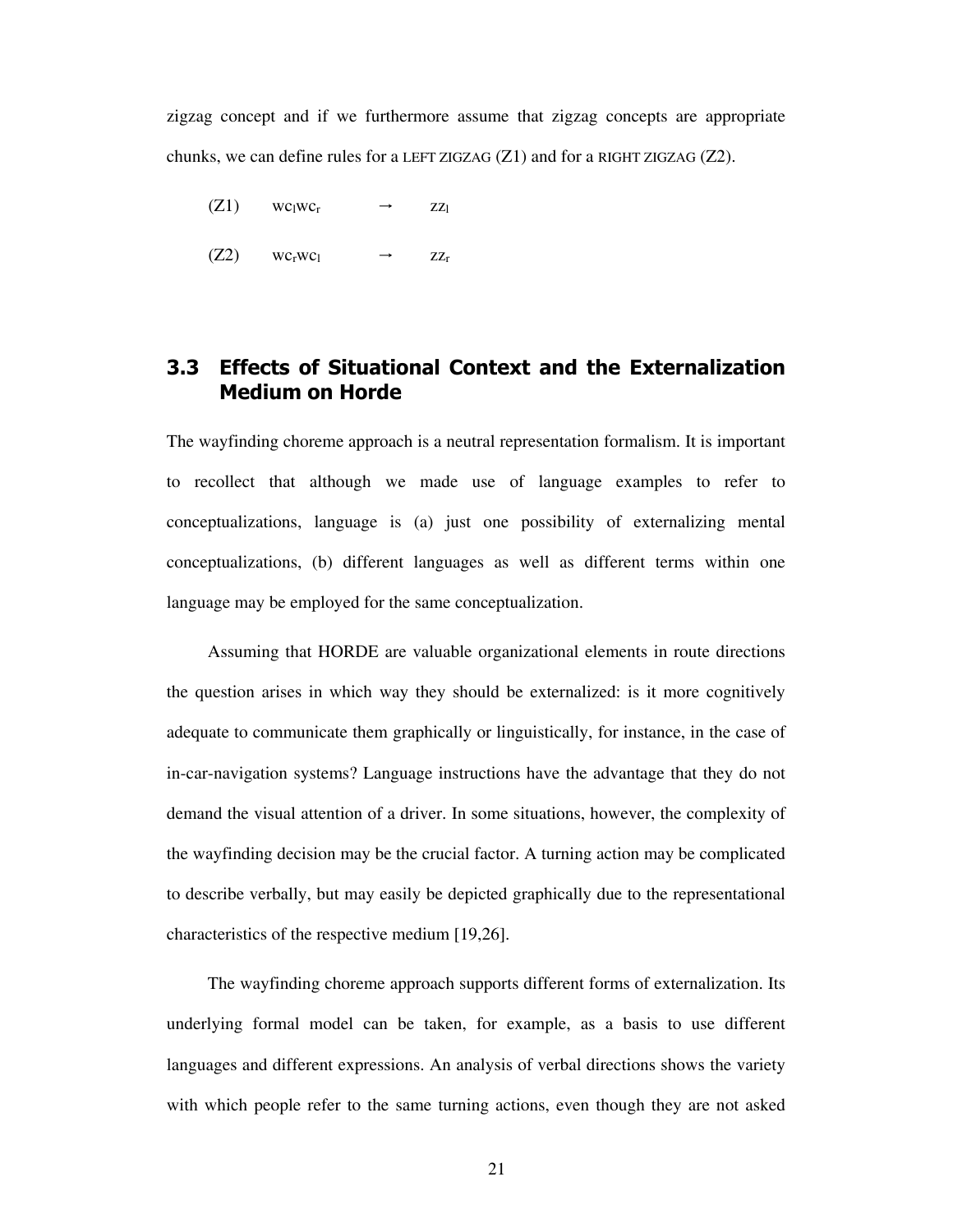zigzag concept and if we furthermore assume that zigzag concepts are appropriate chunks, we can define rules for a LEFT ZIGZAG (Z1) and for a RIGHT ZIGZAG (Z2).

(Z1) $wc_l wc_r \rightarrow zz_l$

(Z2) $wc_r wc_l \rightarrow zz_r$

## 3.3 Effects of Situational Context and the Externalization Medium on Horde

The wayfinding choreme approach is a neutral representation formalism. It is important to recollect that although we made use of language examples to refer to conceptualizations, language is (a) just one possibility of externalizing mental conceptualizations, (b) different languages as well as different terms within one language may be employed for the same conceptualization.

Assuming that HORDE are valuable organizational elements in route directions the question arises in which way they should be externalized: is it more cognitively adequate to communicate them graphically or linguistically, for instance, in the case of in-car-navigation systems? Language instructions have the advantage that they do not demand the visual attention of a driver. In some situations, however, the complexity of the wayfinding decision may be the crucial factor. A turning action may be complicated to describe verbally, but may easily be depicted graphically due to the representational characteristics of the respective medium [19,26].

The wayfinding choreme approach supports different forms of externalization. Its underlying formal model can be taken, for example, as a basis to use different languages and different expressions. An analysis of verbal directions shows the variety with which people refer to the same turning actions, even though they are not asked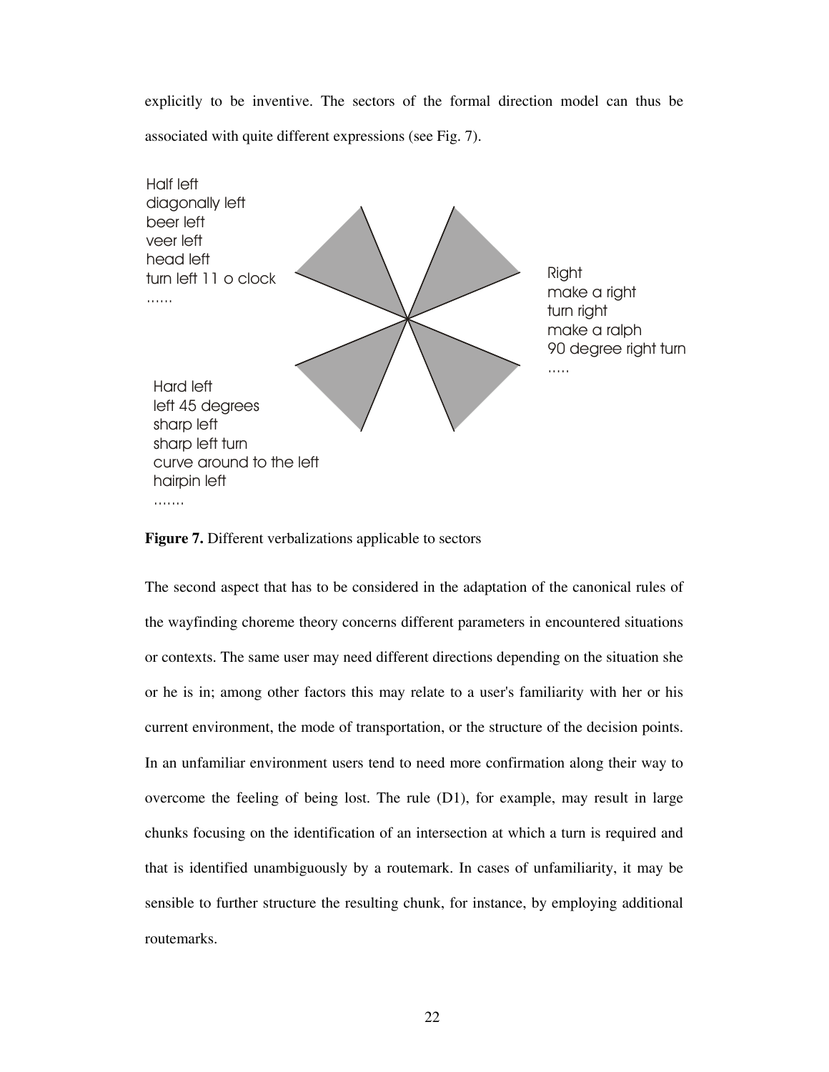explicitly to be inventive. The sectors of the formal direction model can thus be associated with quite different expressions (see Fig. 7).

Half left
diagonally left
beer left
veer left
head left
turn left 11 o clock
……

Right
make a right
turn right
make a ralph
90 degree right turn
…..

Hard left
left 45 degrees
sharp left
sharp left turn
curve around to the left
hairpin left
…….

**Figure 7.** Different verbalizations applicable to sectors

The second aspect that has to be considered in the adaptation of the canonical rules of the wayfinding choreme theory concerns different parameters in encountered situations or contexts. The same user may need different directions depending on the situation she or he is in; among other factors this may relate to a user's familiarity with her or his current environment, the mode of transportation, or the structure of the decision points. In an unfamiliar environment users tend to need more confirmation along their way to overcome the feeling of being lost. The rule (D1), for example, may result in large chunks focusing on the identification of an intersection at which a turn is required and that is identified unambiguously by a routemark. In cases of unfamiliarity, it may be sensible to further structure the resulting chunk, for instance, by employing additional routemarks.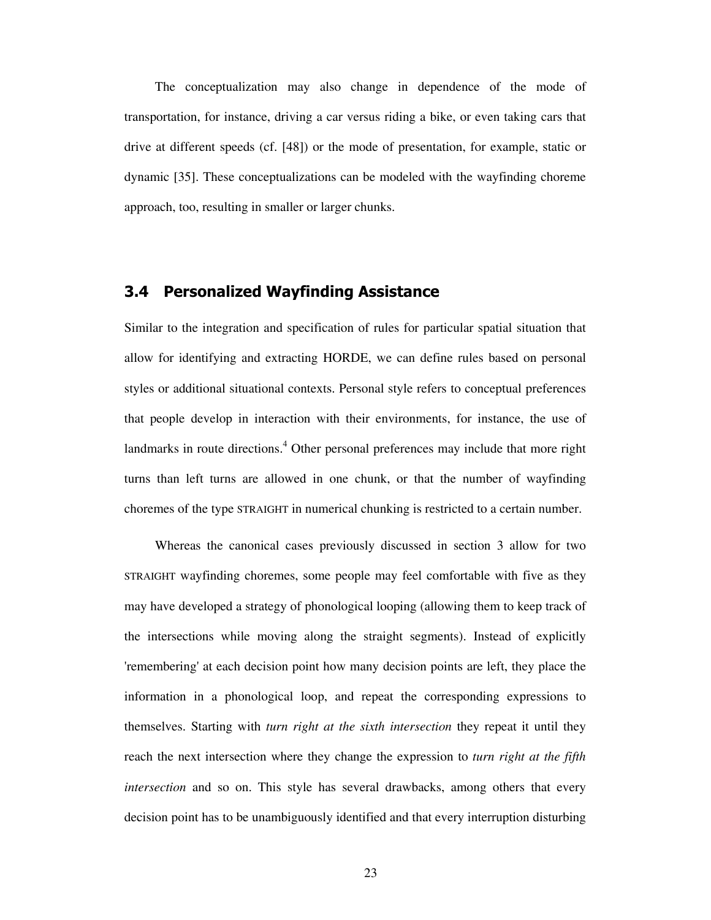The conceptualization may also change in dependence of the mode of transportation, for instance, driving a car versus riding a bike, or even taking cars that drive at different speeds (cf. [48]) or the mode of presentation, for example, static or dynamic [35]. These conceptualizations can be modeled with the wayfinding choreme approach, too, resulting in smaller or larger chunks.

## 3.4 Personalized Wayfinding Assistance

Similar to the integration and specification of rules for particular spatial situation that allow for identifying and extracting HORDE, we can define rules based on personal styles or additional situational contexts. Personal style refers to conceptual preferences that people develop in interaction with their environments, for instance, the use of landmarks in route directions.[4] Other personal preferences may include that more right turns than left turns are allowed in one chunk, or that the number of wayfinding choremes of the type STRAIGHT in numerical chunking is restricted to a certain number.

Whereas the canonical cases previously discussed in section 3 allow for two STRAIGHT wayfinding choremes, some people may feel comfortable with five as they may have developed a strategy of phonological looping (allowing them to keep track of the intersections while moving along the straight segments). Instead of explicitly 'remembering' at each decision point how many decision points are left, they place the information in a phonological loop, and repeat the corresponding expressions to themselves. Starting with *turn right at the sixth intersection* they repeat it until they reach the next intersection where they change the expression to *turn right at the fifth intersection* and so on. This style has several drawbacks, among others that every decision point has to be unambiguously identified and that every interruption disturbing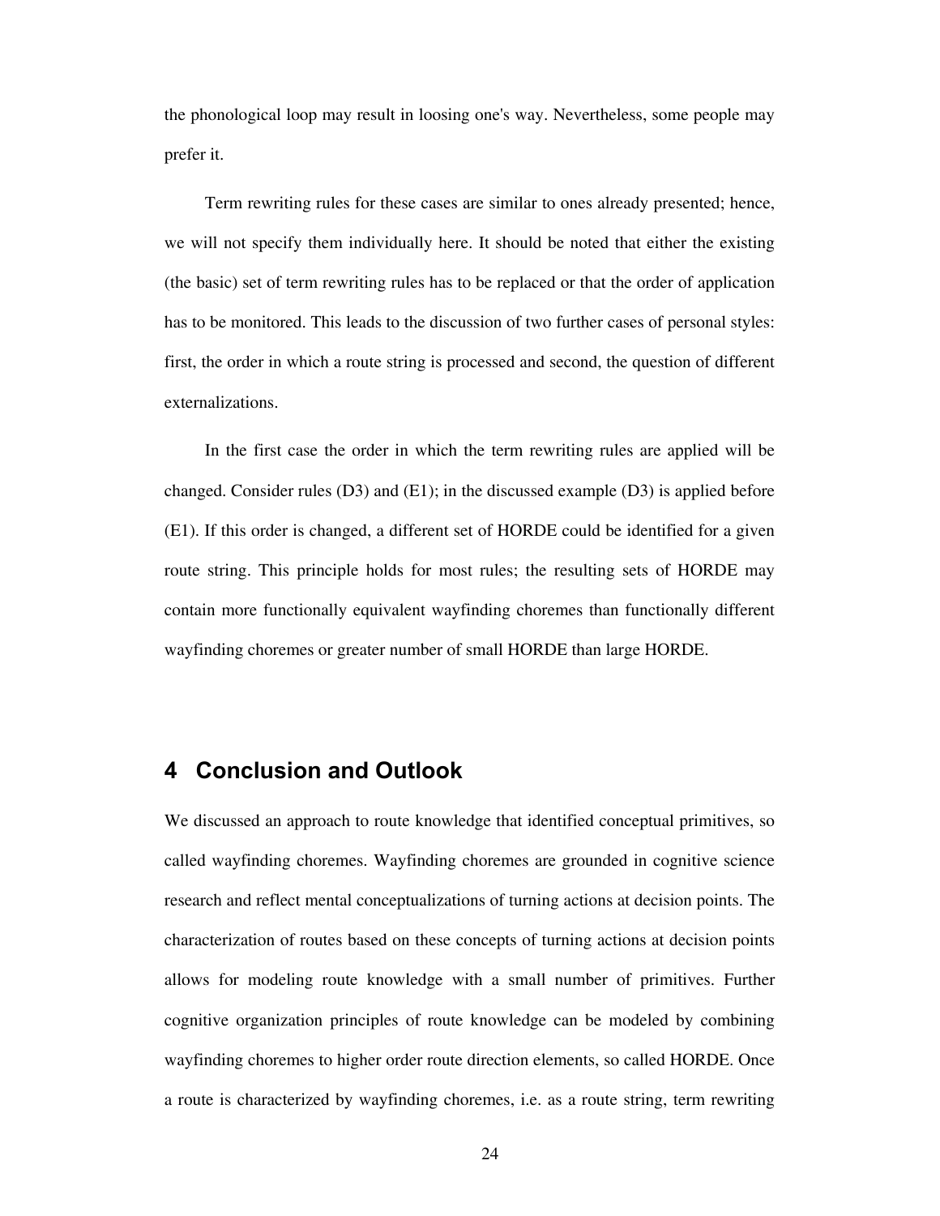the phonological loop may result in loosing one's way. Nevertheless, some people may prefer it.

Term rewriting rules for these cases are similar to ones already presented; hence, we will not specify them individually here. It should be noted that either the existing (the basic) set of term rewriting rules has to be replaced or that the order of application has to be monitored. This leads to the discussion of two further cases of personal styles: first, the order in which a route string is processed and second, the question of different externalizations.

In the first case the order in which the term rewriting rules are applied will be changed. Consider rules (D3) and (E1); in the discussed example (D3) is applied before (E1). If this order is changed, a different set of HORDE could be identified for a given route string. This principle holds for most rules; the resulting sets of HORDE may contain more functionally equivalent wayfinding choremes than functionally different wayfinding choremes or greater number of small HORDE than large HORDE.

## 4 Conclusion and Outlook

We discussed an approach to route knowledge that identified conceptual primitives, so called wayfinding choremes. Wayfinding choremes are grounded in cognitive science research and reflect mental conceptualizations of turning actions at decision points. The characterization of routes based on these concepts of turning actions at decision points allows for modeling route knowledge with a small number of primitives. Further cognitive organization principles of route knowledge can be modeled by combining wayfinding choremes to higher order route direction elements, so called HORDE. Once a route is characterized by wayfinding choremes, i.e. as a route string, term rewriting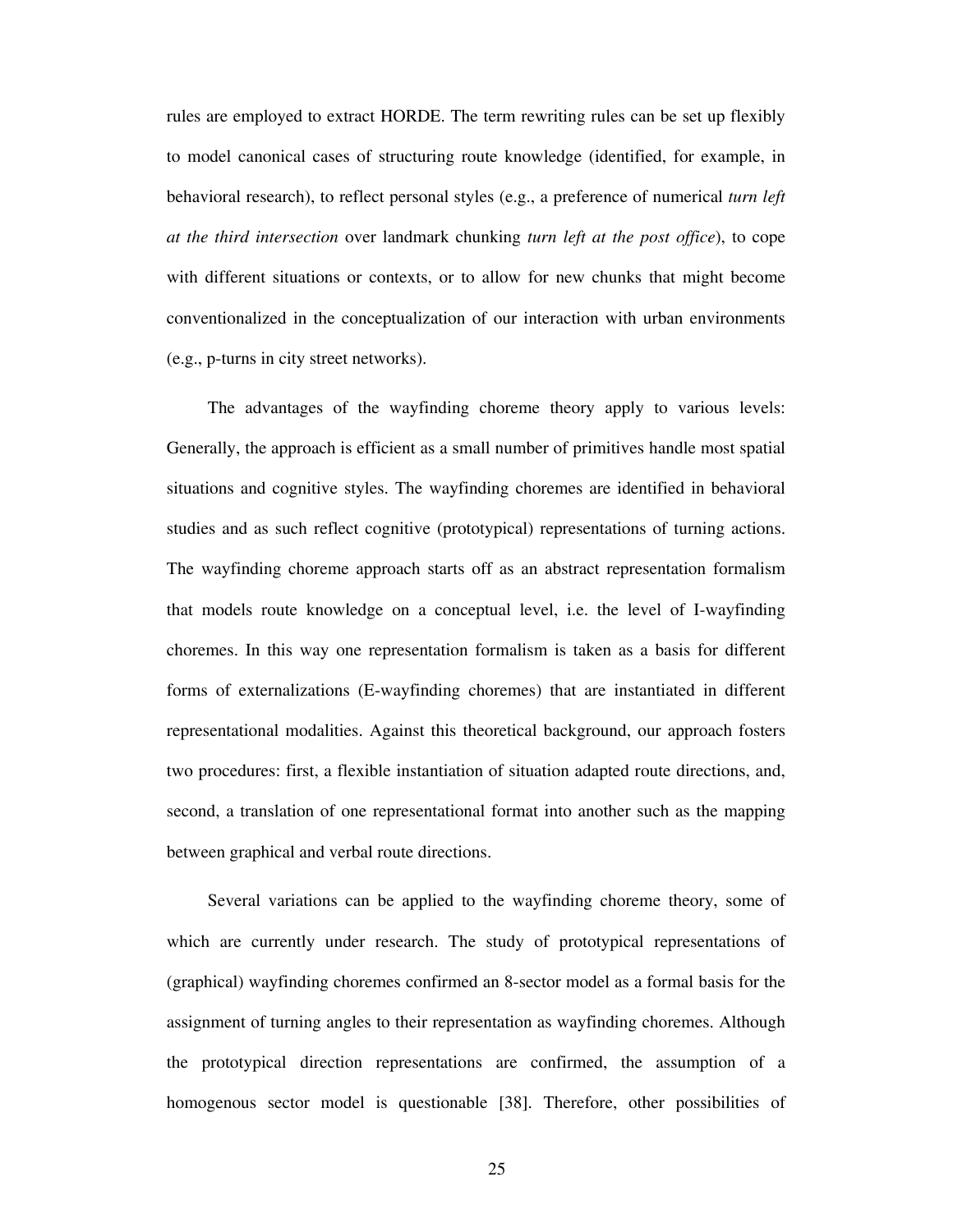rules are employed to extract HORDE. The term rewriting rules can be set up flexibly to model canonical cases of structuring route knowledge (identified, for example, in behavioral research), to reflect personal styles (e.g., a preference of numerical *turn left at the third intersection* over landmark chunking *turn left at the post office*), to cope with different situations or contexts, or to allow for new chunks that might become conventionalized in the conceptualization of our interaction with urban environments (e.g., p-turns in city street networks).

The advantages of the wayfinding choreme theory apply to various levels: Generally, the approach is efficient as a small number of primitives handle most spatial situations and cognitive styles. The wayfinding choremes are identified in behavioral studies and as such reflect cognitive (prototypical) representations of turning actions. The wayfinding choreme approach starts off as an abstract representation formalism that models route knowledge on a conceptual level, i.e. the level of I-wayfinding choremes. In this way one representation formalism is taken as a basis for different forms of externalizations (E-wayfinding choremes) that are instantiated in different representational modalities. Against this theoretical background, our approach fosters two procedures: first, a flexible instantiation of situation adapted route directions, and, second, a translation of one representational format into another such as the mapping between graphical and verbal route directions.

Several variations can be applied to the wayfinding choreme theory, some of which are currently under research. The study of prototypical representations of (graphical) wayfinding choremes confirmed an 8-sector model as a formal basis for the assignment of turning angles to their representation as wayfinding choremes. Although the prototypical direction representations are confirmed, the assumption of a homogenous sector model is questionable [38]. Therefore, other possibilities of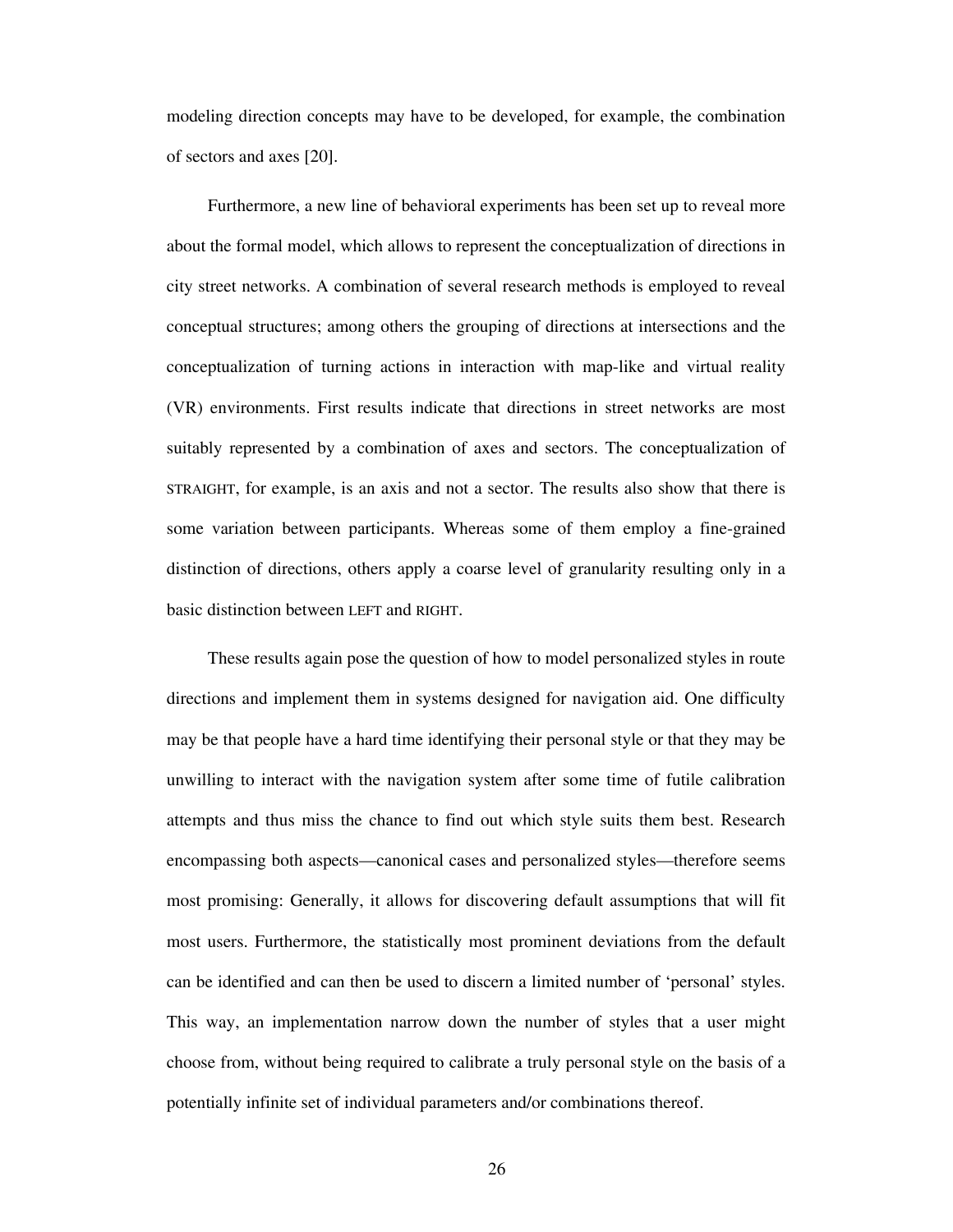modeling direction concepts may have to be developed, for example, the combination of sectors and axes [20].

Furthermore, a new line of behavioral experiments has been set up to reveal more about the formal model, which allows to represent the conceptualization of directions in city street networks. A combination of several research methods is employed to reveal conceptual structures; among others the grouping of directions at intersections and the conceptualization of turning actions in interaction with map-like and virtual reality (VR) environments. First results indicate that directions in street networks are most suitably represented by a combination of axes and sectors. The conceptualization of STRAIGHT, for example, is an axis and not a sector. The results also show that there is some variation between participants. Whereas some of them employ a fine-grained distinction of directions, others apply a coarse level of granularity resulting only in a basic distinction between LEFT and RIGHT.

These results again pose the question of how to model personalized styles in route directions and implement them in systems designed for navigation aid. One difficulty may be that people have a hard time identifying their personal style or that they may be unwilling to interact with the navigation system after some time of futile calibration attempts and thus miss the chance to find out which style suits them best. Research encompassing both aspects—canonical cases and personalized styles—therefore seems most promising: Generally, it allows for discovering default assumptions that will fit most users. Furthermore, the statistically most prominent deviations from the default can be identified and can then be used to discern a limited number of 'personal' styles. This way, an implementation narrow down the number of styles that a user might choose from, without being required to calibrate a truly personal style on the basis of a potentially infinite set of individual parameters and/or combinations thereof.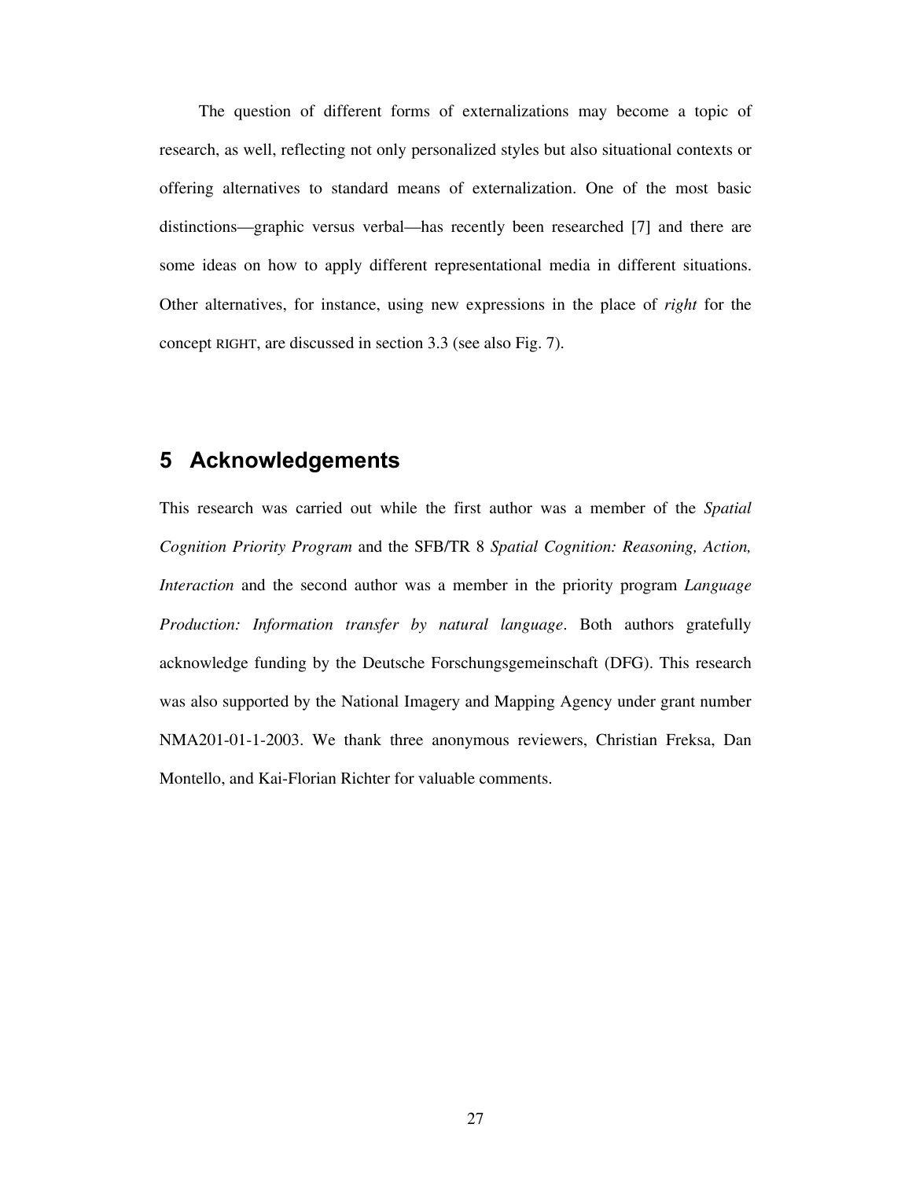The question of different forms of externalizations may become a topic of research, as well, reflecting not only personalized styles but also situational contexts or offering alternatives to standard means of externalization. One of the most basic distinctions—graphic versus verbal—has recently been researched [7] and there are some ideas on how to apply different representational media in different situations. Other alternatives, for instance, using new expressions in the place of *right* for the concept RIGHT, are discussed in section 3.3 (see also Fig. 7).

## 5 Acknowledgements

This research was carried out while the first author was a member of the *Spatial Cognition Priority Program* and the SFB/TR 8 *Spatial Cognition: Reasoning, Action, Interaction* and the second author was a member in the priority program *Language Production: Information transfer by natural language*. Both authors gratefully acknowledge funding by the Deutsche Forschungsgemeinschaft (DFG). This research was also supported by the National Imagery and Mapping Agency under grant number NMA201-01-1-2003. We thank three anonymous reviewers, Christian Freksa, Dan Montello, and Kai-Florian Richter for valuable comments.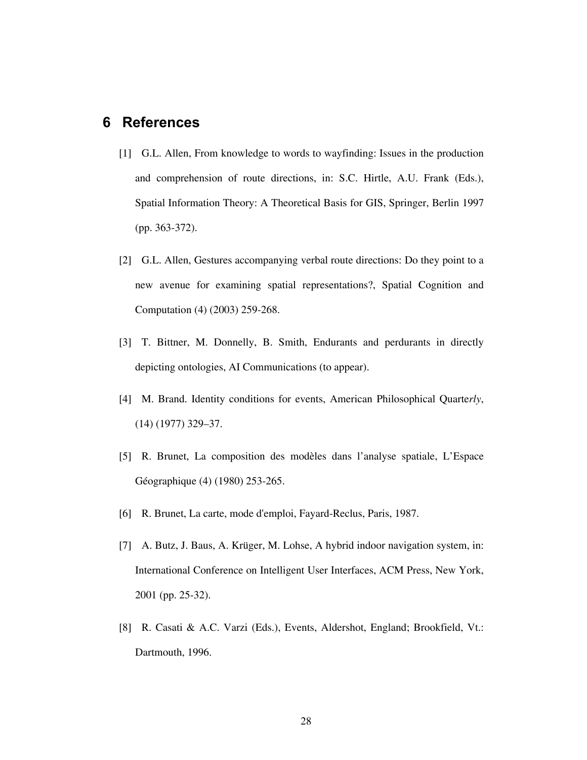## 6 References

[1] G.L. Allen, From knowledge to words to wayfinding: Issues in the production and comprehension of route directions, in: S.C. Hirtle, A.U. Frank (Eds.), Spatial Information Theory: A Theoretical Basis for GIS, Springer, Berlin 1997 (pp. 363-372).

[2] G.L. Allen, Gestures accompanying verbal route directions: Do they point to a new avenue for examining spatial representations?, Spatial Cognition and Computation (4) (2003) 259-268.

[3] T. Bittner, M. Donnelly, B. Smith, Endurants and perdurants in directly depicting ontologies, AI Communications (to appear).

[4] M. Brand. Identity conditions for events, American Philosophical Quarte*rly*, (14) (1977) 329–37.

[5] R. Brunet, La composition des modèles dans l'analyse spatiale, L'Espace Géographique (4) (1980) 253-265.

[6] R. Brunet, La carte, mode d'emploi, Fayard-Reclus, Paris, 1987.

[7] A. Butz, J. Baus, A. Krüger, M. Lohse, A hybrid indoor navigation system, in: International Conference on Intelligent User Interfaces, ACM Press, New York, 2001 (pp. 25-32).

[8] R. Casati & A.C. Varzi (Eds.), Events, Aldershot, England; Brookfield, Vt.: Dartmouth, 1996.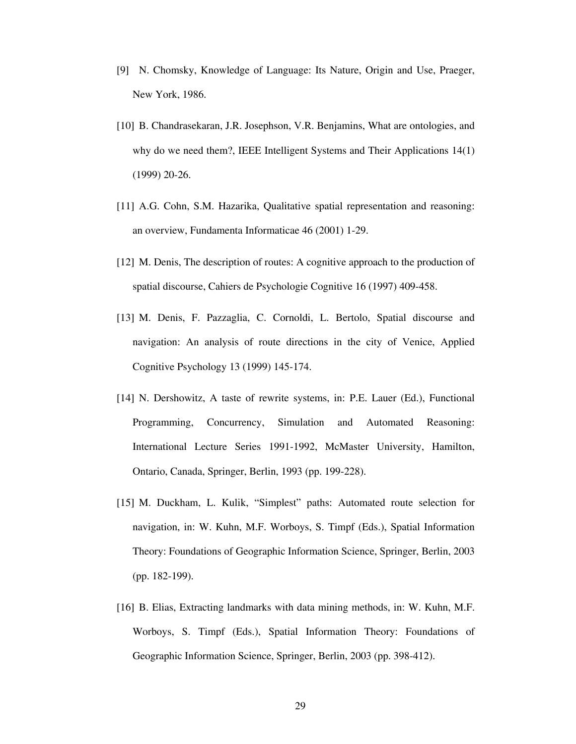[9] N. Chomsky, Knowledge of Language: Its Nature, Origin and Use, Praeger, New York, 1986.

[10] B. Chandrasekaran, J.R. Josephson, V.R. Benjamins, What are ontologies, and why do we need them?, IEEE Intelligent Systems and Their Applications 14(1) (1999) 20-26.

[11] A.G. Cohn, S.M. Hazarika, Qualitative spatial representation and reasoning: an overview, Fundamenta Informaticae 46 (2001) 1-29.

[12] M. Denis, The description of routes: A cognitive approach to the production of spatial discourse, Cahiers de Psychologie Cognitive 16 (1997) 409-458.

[13] M. Denis, F. Pazzaglia, C. Cornoldi, L. Bertolo, Spatial discourse and navigation: An analysis of route directions in the city of Venice, Applied Cognitive Psychology 13 (1999) 145-174.

[14] N. Dershowitz, A taste of rewrite systems, in: P.E. Lauer (Ed.), Functional Programming, Concurrency, Simulation and Automated Reasoning: International Lecture Series 1991-1992, McMaster University, Hamilton, Ontario, Canada, Springer, Berlin, 1993 (pp. 199-228).

[15] M. Duckham, L. Kulik, "Simplest" paths: Automated route selection for navigation, in: W. Kuhn, M.F. Worboys, S. Timpf (Eds.), Spatial Information Theory: Foundations of Geographic Information Science, Springer, Berlin, 2003 (pp. 182-199).

[16] B. Elias, Extracting landmarks with data mining methods, in: W. Kuhn, M.F. Worboys, S. Timpf (Eds.), Spatial Information Theory: Foundations of Geographic Information Science, Springer, Berlin, 2003 (pp. 398-412).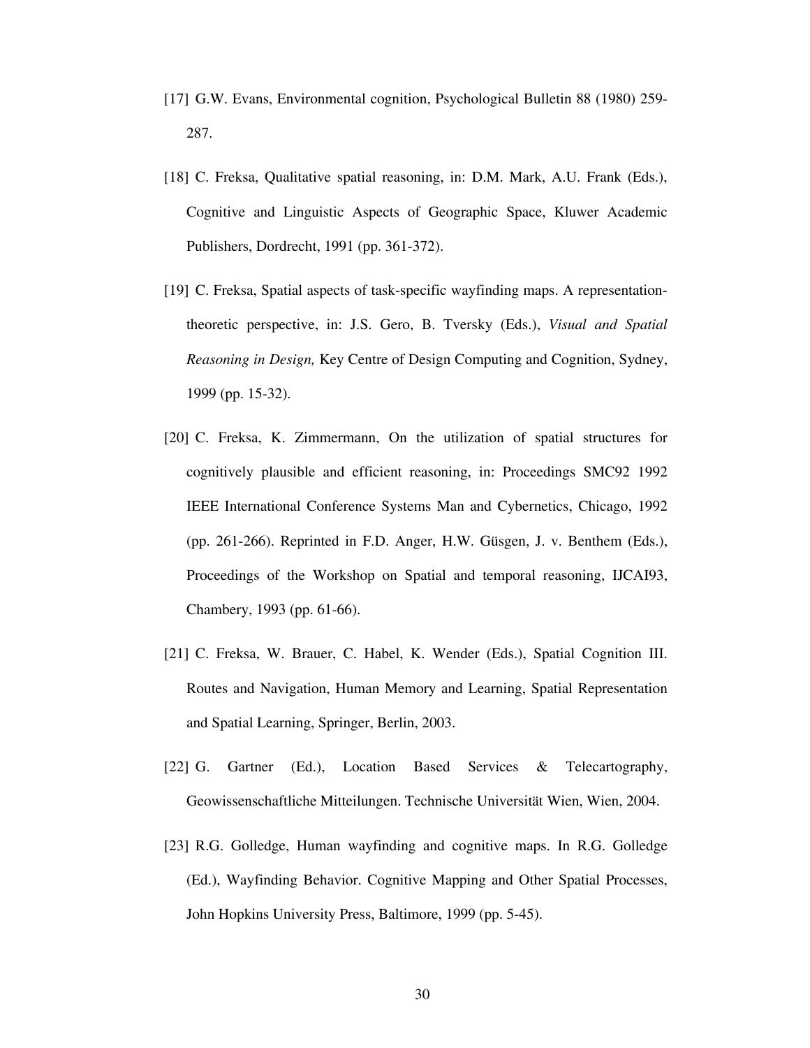[17] G.W. Evans, Environmental cognition, Psychological Bulletin 88 (1980) 259-287.

[18] C. Freksa, Qualitative spatial reasoning, in: D.M. Mark, A.U. Frank (Eds.), Cognitive and Linguistic Aspects of Geographic Space, Kluwer Academic Publishers, Dordrecht, 1991 (pp. 361-372).

[19] C. Freksa, Spatial aspects of task-specific wayfinding maps. A representation-theoretic perspective, in: J.S. Gero, B. Tversky (Eds.), *Visual and Spatial Reasoning in Design,* Key Centre of Design Computing and Cognition, Sydney, 1999 (pp. 15-32).

[20] C. Freksa, K. Zimmermann, On the utilization of spatial structures for cognitively plausible and efficient reasoning, in: Proceedings SMC92 1992 IEEE International Conference Systems Man and Cybernetics, Chicago, 1992 (pp. 261-266). Reprinted in F.D. Anger, H.W. Güsgen, J. v. Benthem (Eds.), Proceedings of the Workshop on Spatial and temporal reasoning, IJCAI93, Chambery, 1993 (pp. 61-66).

[21] C. Freksa, W. Brauer, C. Habel, K. Wender (Eds.), Spatial Cognition III. Routes and Navigation, Human Memory and Learning, Spatial Representation and Spatial Learning, Springer, Berlin, 2003.

[22] G. Gartner (Ed.), Location Based Services & Telecartography, Geowissenschaftliche Mitteilungen. Technische Universität Wien, Wien, 2004.

[23] R.G. Golledge, Human wayfinding and cognitive maps. In R.G. Golledge (Ed.), Wayfinding Behavior. Cognitive Mapping and Other Spatial Processes, John Hopkins University Press, Baltimore, 1999 (pp. 5-45).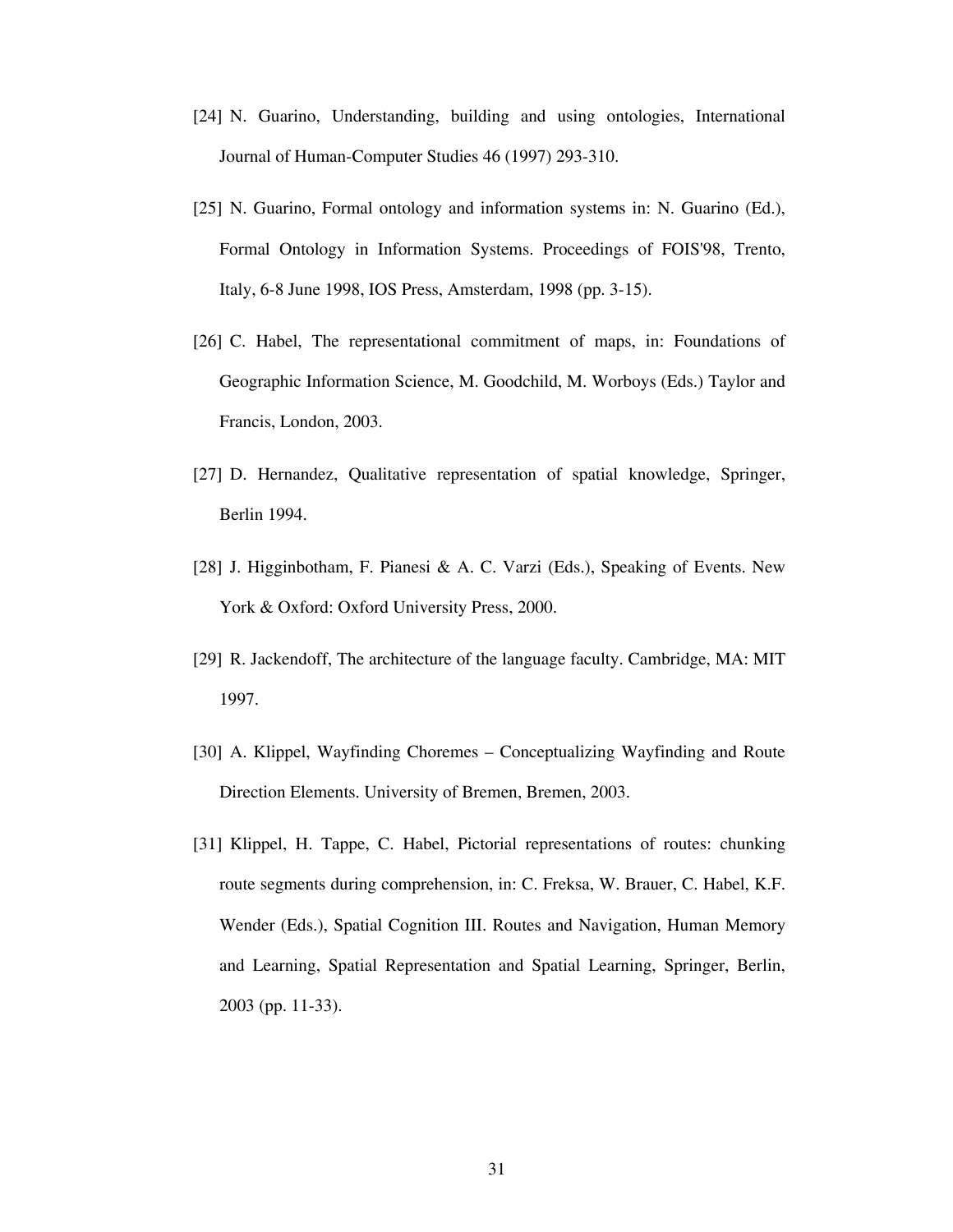[24] N. Guarino, Understanding, building and using ontologies, International Journal of Human-Computer Studies 46 (1997) 293-310.

[25] N. Guarino, Formal ontology and information systems in: N. Guarino (Ed.), Formal Ontology in Information Systems. Proceedings of FOIS'98, Trento, Italy, 6-8 June 1998, IOS Press, Amsterdam, 1998 (pp. 3-15).

[26] C. Habel, The representational commitment of maps, in: Foundations of Geographic Information Science, M. Goodchild, M. Worboys (Eds.) Taylor and Francis, London, 2003.

[27] D. Hernandez, Qualitative representation of spatial knowledge, Springer, Berlin 1994.

[28] J. Higginbotham, F. Pianesi & A. C. Varzi (Eds.), Speaking of Events. New York & Oxford: Oxford University Press, 2000.

[29] R. Jackendoff, The architecture of the language faculty. Cambridge, MA: MIT 1997.

[30] A. Klippel, Wayfinding Choremes – Conceptualizing Wayfinding and Route Direction Elements. University of Bremen, Bremen, 2003.

[31] Klippel, H. Tappe, C. Habel, Pictorial representations of routes: chunking route segments during comprehension, in: C. Freksa, W. Brauer, C. Habel, K.F. Wender (Eds.), Spatial Cognition III. Routes and Navigation, Human Memory and Learning, Spatial Representation and Spatial Learning, Springer, Berlin, 2003 (pp. 11-33).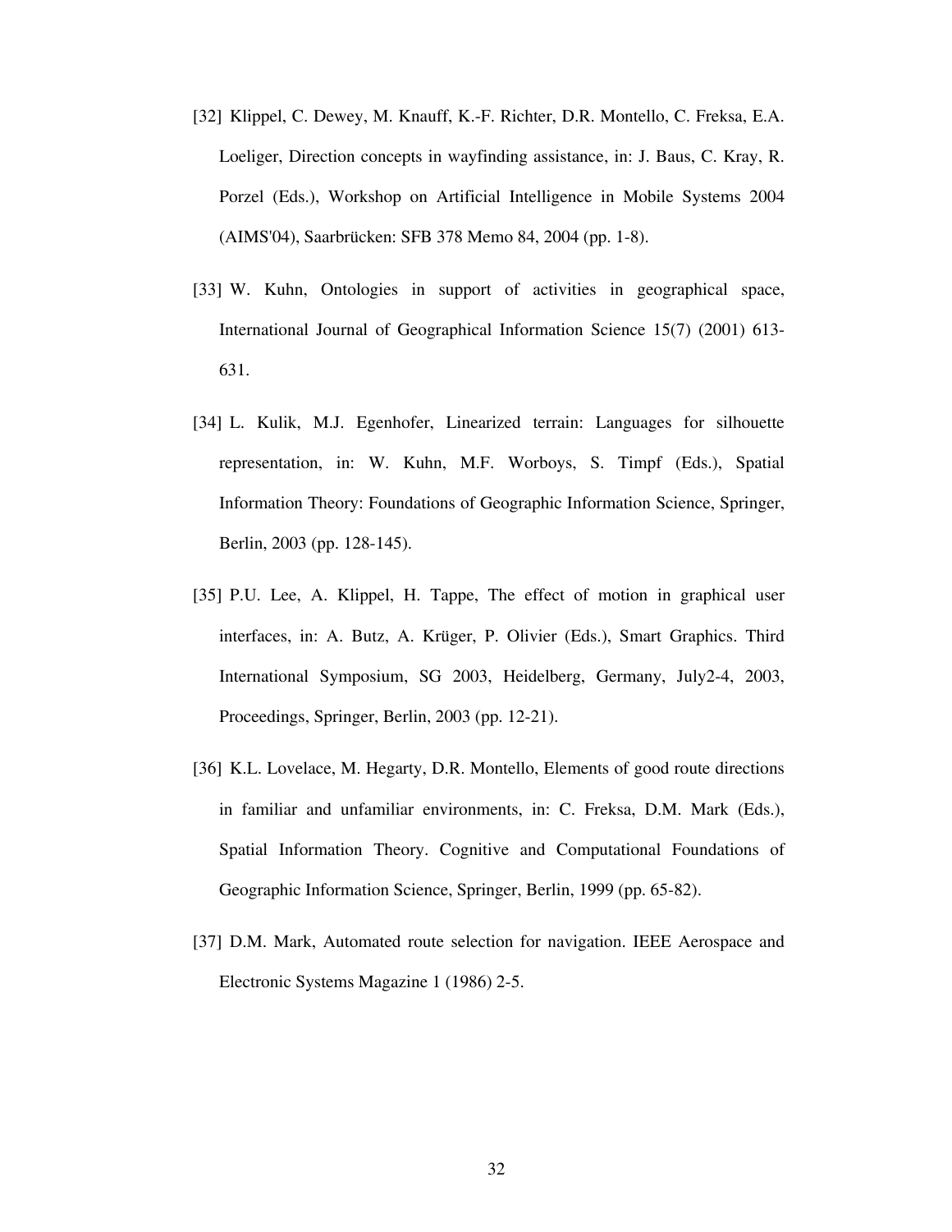[32] Klippel, C. Dewey, M. Knauff, K.-F. Richter, D.R. Montello, C. Freksa, E.A. Loeliger, Direction concepts in wayfinding assistance, in: J. Baus, C. Kray, R. Porzel (Eds.), Workshop on Artificial Intelligence in Mobile Systems 2004 (AIMS'04), Saarbrücken: SFB 378 Memo 84, 2004 (pp. 1-8).

[33] W. Kuhn, Ontologies in support of activities in geographical space, International Journal of Geographical Information Science 15(7) (2001) 613-631.

[34] L. Kulik, M.J. Egenhofer, Linearized terrain: Languages for silhouette representation, in: W. Kuhn, M.F. Worboys, S. Timpf (Eds.), Spatial Information Theory: Foundations of Geographic Information Science, Springer, Berlin, 2003 (pp. 128-145).

[35] P.U. Lee, A. Klippel, H. Tappe, The effect of motion in graphical user interfaces, in: A. Butz, A. Krüger, P. Olivier (Eds.), Smart Graphics. Third International Symposium, SG 2003, Heidelberg, Germany, July2-4, 2003, Proceedings, Springer, Berlin, 2003 (pp. 12-21).

[36] K.L. Lovelace, M. Hegarty, D.R. Montello, Elements of good route directions in familiar and unfamiliar environments, in: C. Freksa, D.M. Mark (Eds.), Spatial Information Theory. Cognitive and Computational Foundations of Geographic Information Science, Springer, Berlin, 1999 (pp. 65-82).

[37] D.M. Mark, Automated route selection for navigation. IEEE Aerospace and Electronic Systems Magazine 1 (1986) 2-5.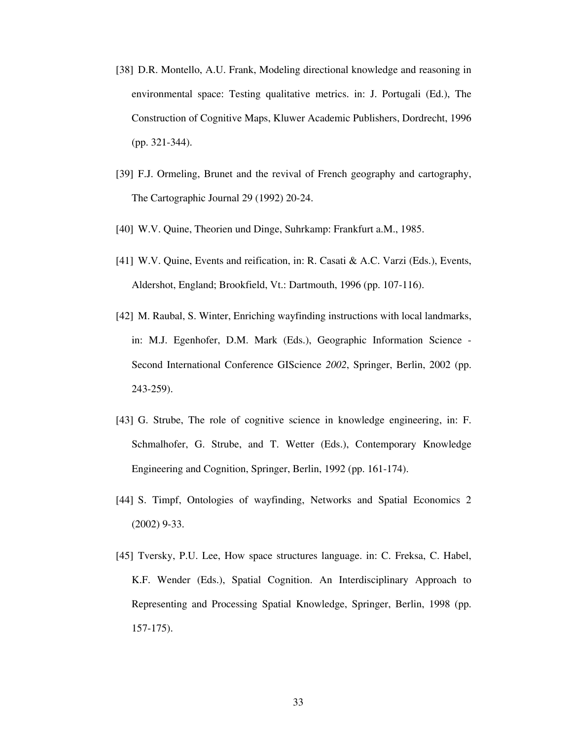[38] D.R. Montello, A.U. Frank, Modeling directional knowledge and reasoning in environmental space: Testing qualitative metrics. in: J. Portugali (Ed.), The Construction of Cognitive Maps, Kluwer Academic Publishers, Dordrecht, 1996 (pp. 321-344).

[39] F.J. Ormeling, Brunet and the revival of French geography and cartography, The Cartographic Journal 29 (1992) 20-24.

[40] W.V. Quine, Theorien und Dinge, Suhrkamp: Frankfurt a.M., 1985.

[41] W.V. Quine, Events and reification, in: R. Casati & A.C. Varzi (Eds.), Events, Aldershot, England; Brookfield, Vt.: Dartmouth, 1996 (pp. 107-116).

[42] M. Raubal, S. Winter, Enriching wayfinding instructions with local landmarks, in: M.J. Egenhofer, D.M. Mark (Eds.), Geographic Information Science - Second International Conference GIScience *2002*, Springer, Berlin, 2002 (pp. 243-259).

[43] G. Strube, The role of cognitive science in knowledge engineering, in: F. Schmalhofer, G. Strube, and T. Wetter (Eds.), Contemporary Knowledge Engineering and Cognition, Springer, Berlin, 1992 (pp. 161-174).

[44] S. Timpf, Ontologies of wayfinding, Networks and Spatial Economics 2 (2002) 9-33.

[45] Tversky, P.U. Lee, How space structures language. in: C. Freksa, C. Habel, K.F. Wender (Eds.), Spatial Cognition. An Interdisciplinary Approach to Representing and Processing Spatial Knowledge, Springer, Berlin, 1998 (pp. 157-175).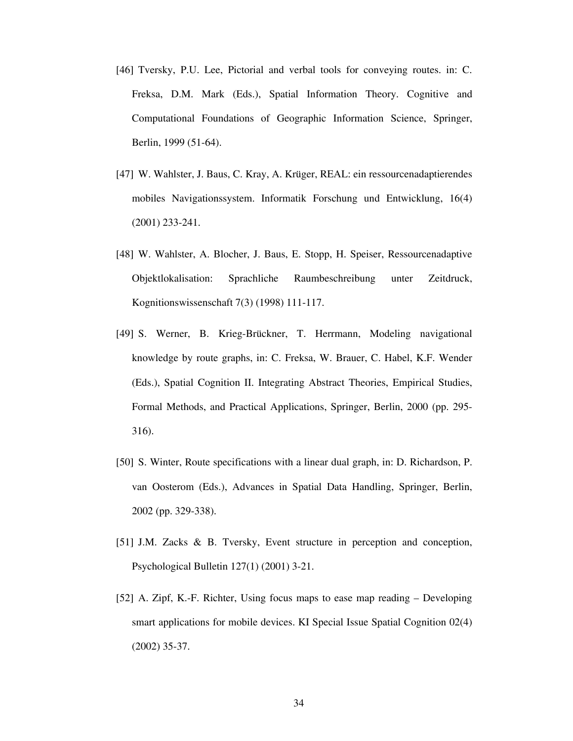[46] Tversky, P.U. Lee, Pictorial and verbal tools for conveying routes. in: C. Freksa, D.M. Mark (Eds.), Spatial Information Theory. Cognitive and Computational Foundations of Geographic Information Science, Springer, Berlin, 1999 (51-64).

[47] W. Wahlster, J. Baus, C. Kray, A. Krüger, REAL: ein ressourcenadaptierendes mobiles Navigationssystem. Informatik Forschung und Entwicklung, 16(4) (2001) 233-241.

[48] W. Wahlster, A. Blocher, J. Baus, E. Stopp, H. Speiser, Ressourcenadaptive Objektlokalisation: Sprachliche Raumbeschreibung unter Zeitdruck, Kognitionswissenschaft 7(3) (1998) 111-117.

[49] S. Werner, B. Krieg-Brückner, T. Herrmann, Modeling navigational knowledge by route graphs, in: C. Freksa, W. Brauer, C. Habel, K.F. Wender (Eds.), Spatial Cognition II. Integrating Abstract Theories, Empirical Studies, Formal Methods, and Practical Applications, Springer, Berlin, 2000 (pp. 295-316).

[50] S. Winter, Route specifications with a linear dual graph, in: D. Richardson, P. van Oosterom (Eds.), Advances in Spatial Data Handling, Springer, Berlin, 2002 (pp. 329-338).

[51] J.M. Zacks & B. Tversky, Event structure in perception and conception, Psychological Bulletin 127(1) (2001) 3-21.

[52] A. Zipf, K.-F. Richter, Using focus maps to ease map reading – Developing smart applications for mobile devices. KI Special Issue Spatial Cognition 02(4) (2002) 35-37.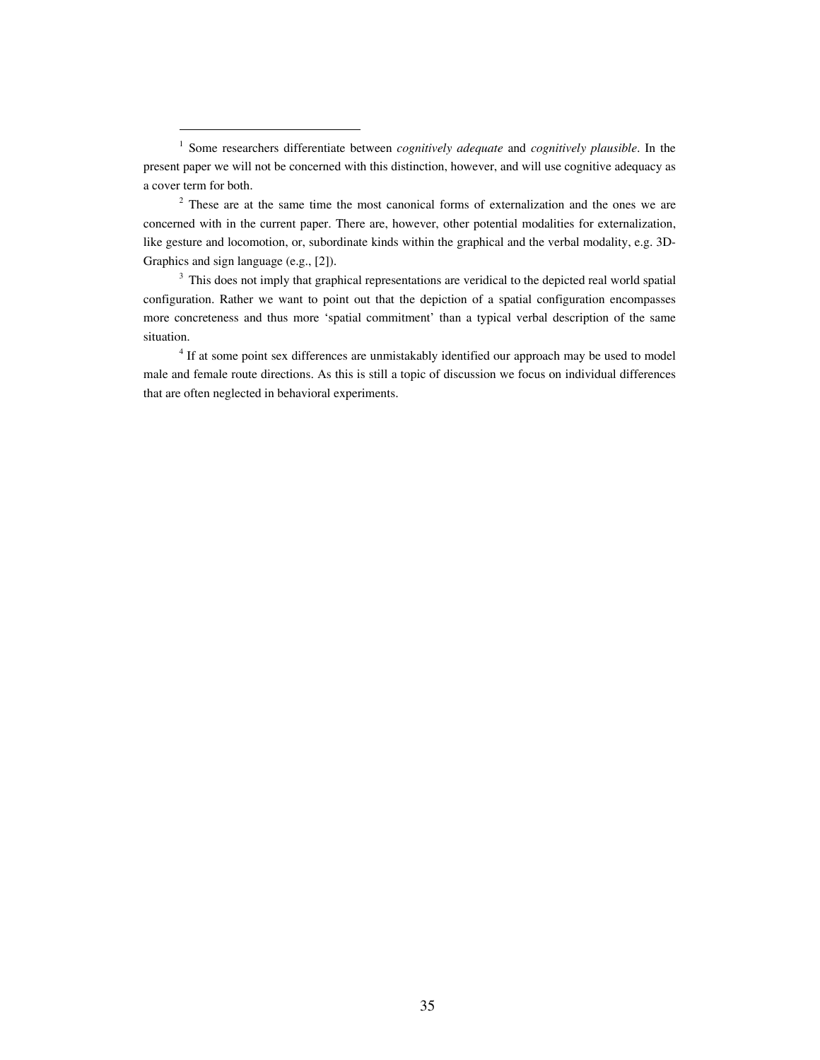[1] Some researchers differentiate between *cognitively adequate* and *cognitively plausible*. In the present paper we will not be concerned with this distinction, however, and will use cognitive adequacy as a cover term for both.

[2] These are at the same time the most canonical forms of externalization and the ones we are concerned with in the current paper. There are, however, other potential modalities for externalization, like gesture and locomotion, or, subordinate kinds within the graphical and the verbal modality, e.g. 3D-Graphics and sign language (e.g., [2]).

[3] This does not imply that graphical representations are veridical to the depicted real world spatial configuration. Rather we want to point out that the depiction of a spatial configuration encompasses more concreteness and thus more 'spatial commitment' than a typical verbal description of the same situation.

[4] If at some point sex differences are unmistakably identified our approach may be used to model male and female route directions. As this is still a topic of discussion we focus on individual differences that are often neglected in behavioral experiments.